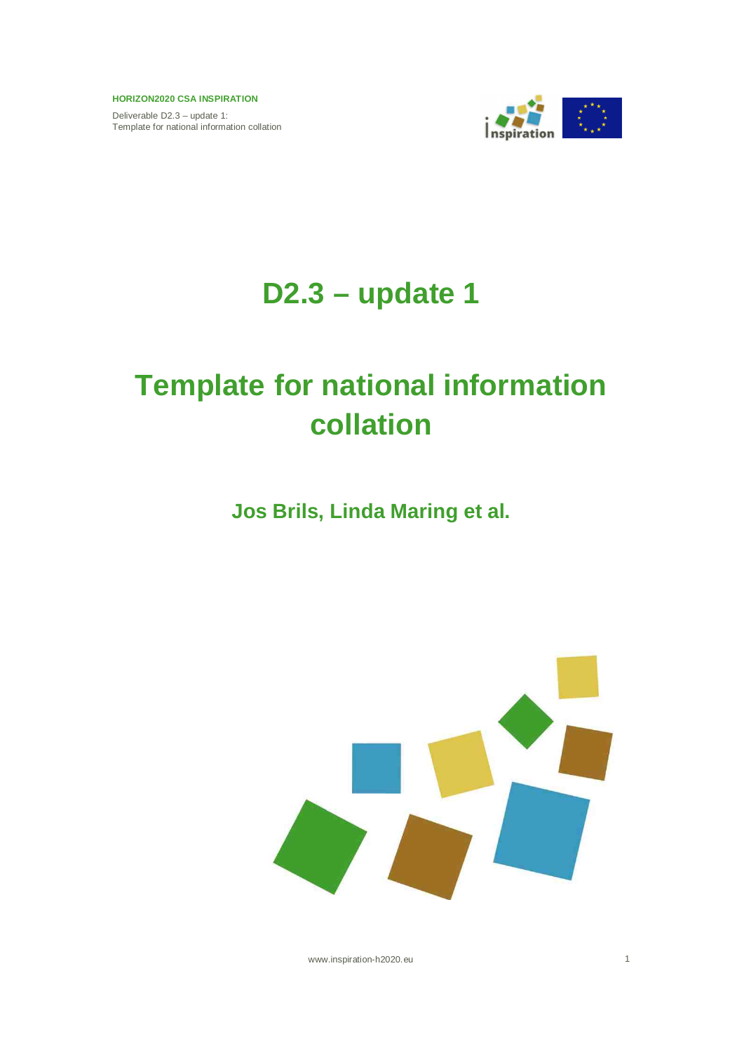# D2.3 – update 1

# Template for national information collation

**Jos Brils, Linda Maring et al.**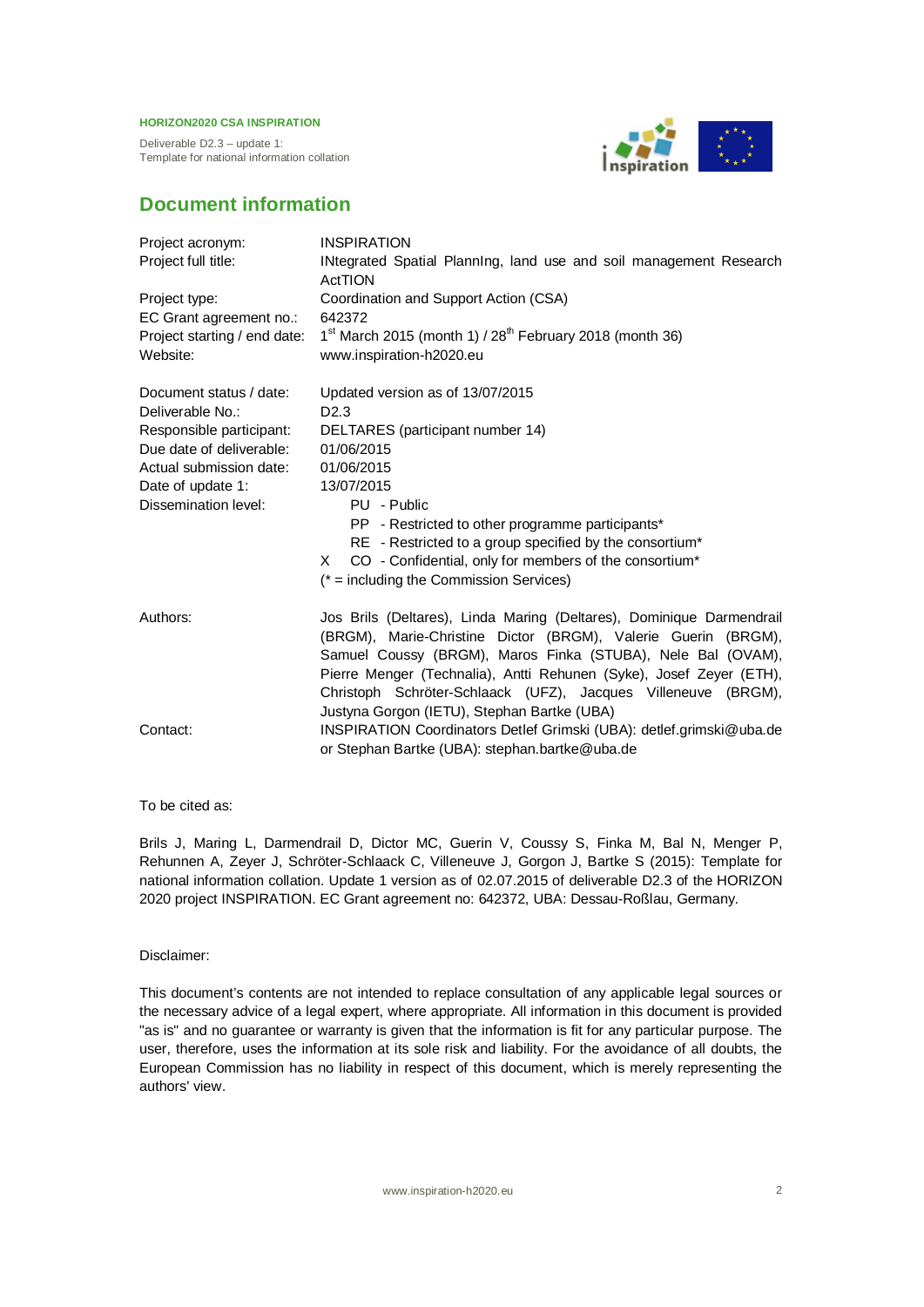# Document information

| | |
|---|---|
| Project acronym: | INSPIRATION |
| Project full title: | INtegrated Spatial PlannIng, land use and soil management Research ActTION |
| Project type: | Coordination and Support Action (CSA) |
| EC Grant agreement no.: | 642372 |
| Project starting / end date: | 1st March 2015 (month 1) / 28th February 2018 (month 36) |
| Website: | www.inspiration-h2020.eu |
| | |
| Document status / date: | Updated version as of 13/07/2015 |
| Deliverable No.: | D2.3 |
| Responsible participant: | DELTARES (participant number 14) |
| Due date of deliverable: | 01/06/2015 |
| Actual submission date: | 01/06/2015 |
| Date of update 1: | 13/07/2015 |
| Dissemination level: | PU - Public<br>PP - Restricted to other programme participants*<br>RE - Restricted to a group specified by the consortium*<br>X CO - Confidential, only for members of the consortium*<br>(* = including the Commission Services) |
| | |
| Authors: | Jos Brils (Deltares), Linda Maring (Deltares), Dominique Darmendrail (BRGM), Marie-Christine Dictor (BRGM), Valerie Guerin (BRGM), Samuel Coussy (BRGM), Maros Finka (STUBA), Nele Bal (OVAM), Pierre Menger (Technalia), Antti Rehunen (Syke), Josef Zeyer (ETH), Christoph Schröter-Schlaack (UFZ), Jacques Villeneuve (BRGM), Justyna Gorgon (IETU), Stephan Bartke (UBA) |
| Contact: | INSPIRATION Coordinators Detlef Grimski (UBA): detlef.grimski@uba.de or Stephan Bartke (UBA): stephan.bartke@uba.de |

To be cited as:

Brils J, Maring L, Darmendrail D, Dictor MC, Guerin V, Coussy S, Finka M, Bal N, Menger P, Rehunnen A, Zeyer J, Schröter-Schlaack C, Villeneuve J, Gorgon J, Bartke S (2015): Template for national information collation. Update 1 version as of 02.07.2015 of deliverable D2.3 of the HORIZON 2020 project INSPIRATION. EC Grant agreement no: 642372, UBA: Dessau-Roßlau, Germany.

Disclaimer:

This document's contents are not intended to replace consultation of any applicable legal sources or the necessary advice of a legal expert, where appropriate. All information in this document is provided "as is" and no guarantee or warranty is given that the information is fit for any particular purpose. The user, therefore, uses the information at its sole risk and liability. For the avoidance of all doubts, the European Commission has no liability in respect of this document, which is merely representing the authors' view.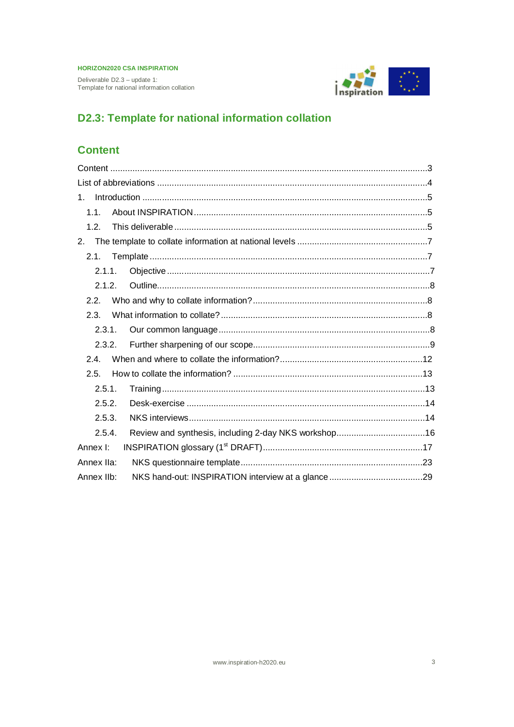# D2.3: Template for national information collation

## Content

Content ........................................................................................................................3
List of abbreviations ...........................................................................................................4
1. Introduction .....................................................................................................................5
  1.1. About INSPIRATION ...................................................................................................5
  1.2. This deliverable ..........................................................................................................5
2. The template to collate information at national levels ....................................................7
  2.1. Template .....................................................................................................................7
    2.1.1. Objective ................................................................................................................7
    2.1.2. Outline....................................................................................................................8
  2.2. Who and why to collate information? .........................................................................8
  2.3. What information to collate? .......................................................................................8
    2.3.1. Our common language ..........................................................................................8
    2.3.2. Further sharpening of our scope............................................................................9
  2.4. When and where to collate the information? ............................................................12
  2.5. How to collate the information? ................................................................................13
    2.5.1. Training ................................................................................................................13
    2.5.2. Desk-exercise ......................................................................................................14
    2.5.3. NKS interviews.....................................................................................................14
    2.5.4. Review and synthesis, including 2-day NKS workshop........................................16
Annex I: INSPIRATION glossary (1st DRAFT).....................................................................17
Annex IIa: NKS questionnaire template...............................................................................23
Annex IIb: NKS hand-out: INSPIRATION interview at a glance .........................................29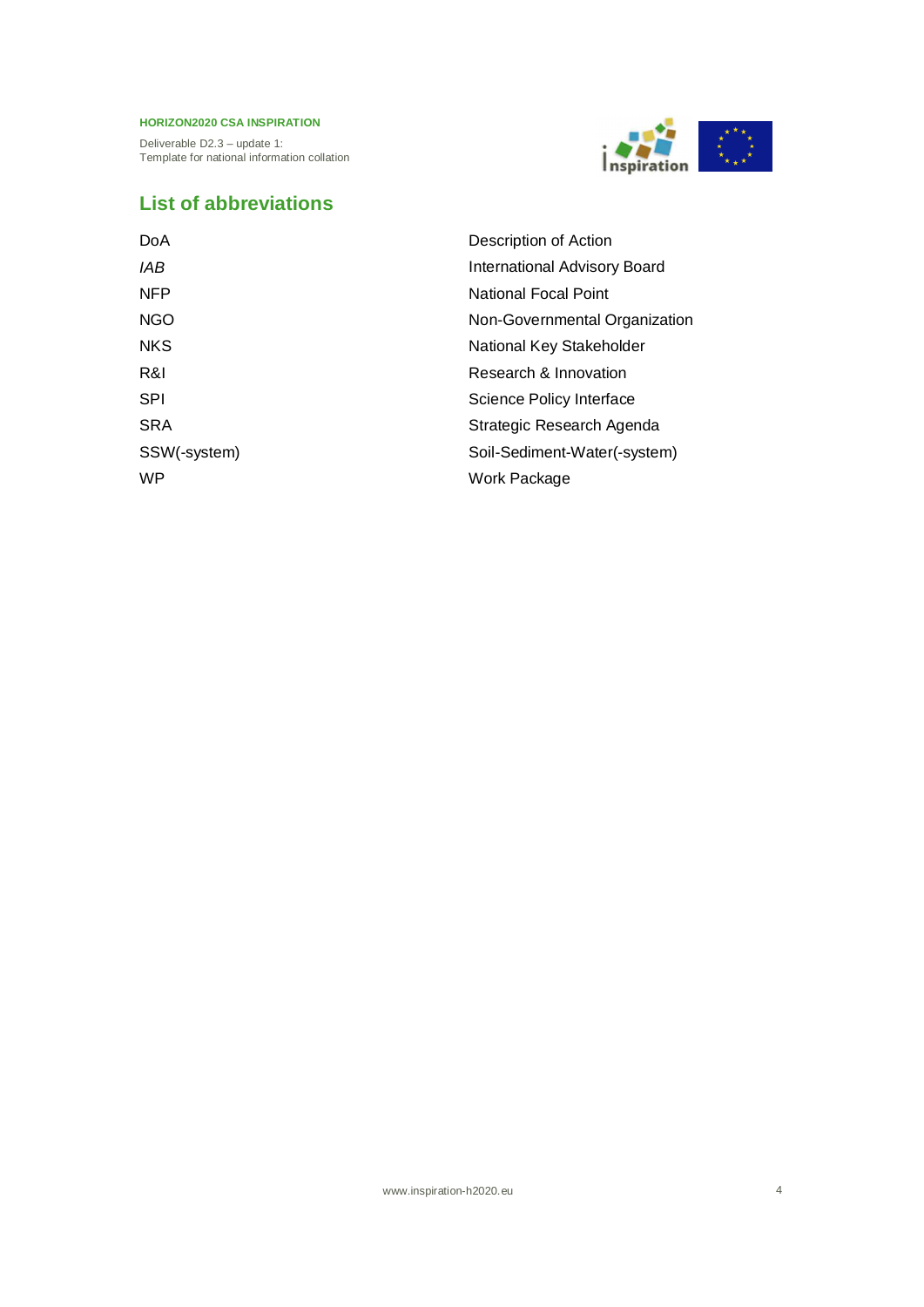## List of abbreviations

| | |
|---|---|
| DoA | Description of Action |
| *IAB* | International Advisory Board |
| NFP | National Focal Point |
| NGO | Non-Governmental Organization |
| NKS | National Key Stakeholder |
| R&I | Research & Innovation |
| SPI | Science Policy Interface |
| SRA | Strategic Research Agenda |
| SSW(-system) | Soil-Sediment-Water(-system) |
| WP | Work Package |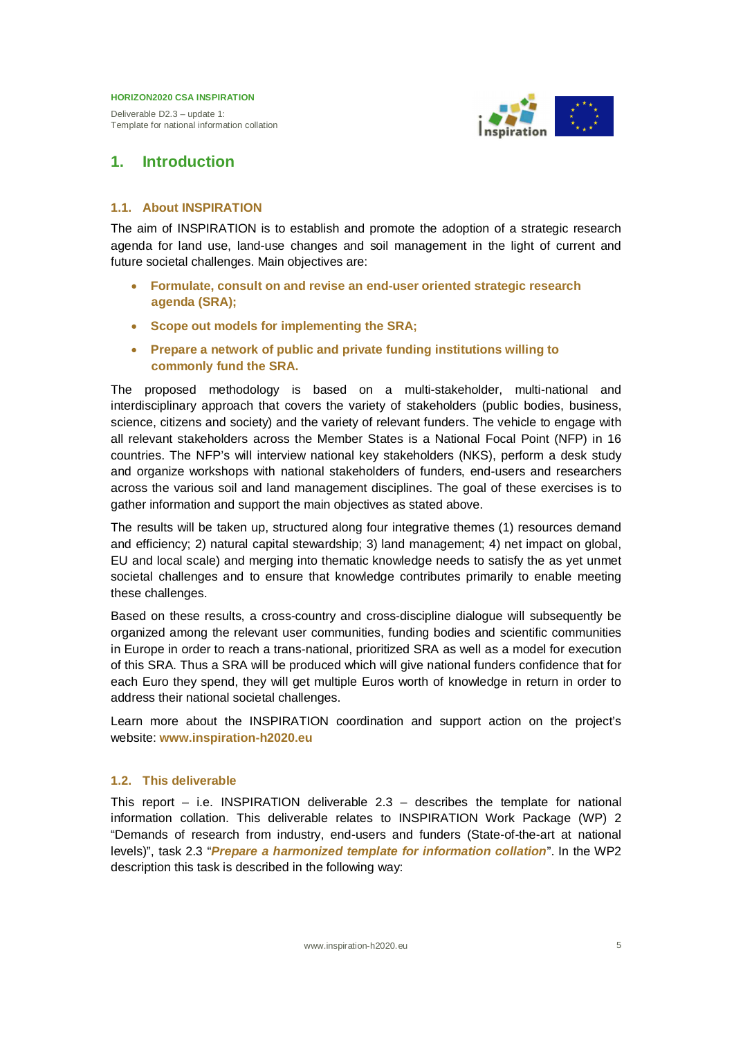# 1. Introduction

## 1.1. About INSPIRATION

The aim of INSPIRATION is to establish and promote the adoption of a strategic research agenda for land use, land-use changes and soil management in the light of current and future societal challenges. Main objectives are:

- **Formulate, consult on and revise an end-user oriented strategic research agenda (SRA);**
- **Scope out models for implementing the SRA;**
- **Prepare a network of public and private funding institutions willing to commonly fund the SRA.**

The proposed methodology is based on a multi-stakeholder, multi-national and interdisciplinary approach that covers the variety of stakeholders (public bodies, business, science, citizens and society) and the variety of relevant funders. The vehicle to engage with all relevant stakeholders across the Member States is a National Focal Point (NFP) in 16 countries. The NFP's will interview national key stakeholders (NKS), perform a desk study and organize workshops with national stakeholders of funders, end-users and researchers across the various soil and land management disciplines. The goal of these exercises is to gather information and support the main objectives as stated above.

The results will be taken up, structured along four integrative themes (1) resources demand and efficiency; 2) natural capital stewardship; 3) land management; 4) net impact on global, EU and local scale) and merging into thematic knowledge needs to satisfy the as yet unmet societal challenges and to ensure that knowledge contributes primarily to enable meeting these challenges.

Based on these results, a cross-country and cross-discipline dialogue will subsequently be organized among the relevant user communities, funding bodies and scientific communities in Europe in order to reach a trans-national, prioritized SRA as well as a model for execution of this SRA. Thus a SRA will be produced which will give national funders confidence that for each Euro they spend, they will get multiple Euros worth of knowledge in return in order to address their national societal challenges.

Learn more about the INSPIRATION coordination and support action on the project's website: **www.inspiration-h2020.eu**

## 1.2. This deliverable

This report – i.e. INSPIRATION deliverable 2.3 – describes the template for national information collation. This deliverable relates to INSPIRATION Work Package (WP) 2 "Demands of research from industry, end-users and funders (State-of-the-art at national levels)", task 2.3 "***Prepare a harmonized template for information collation***". In the WP2 description this task is described in the following way: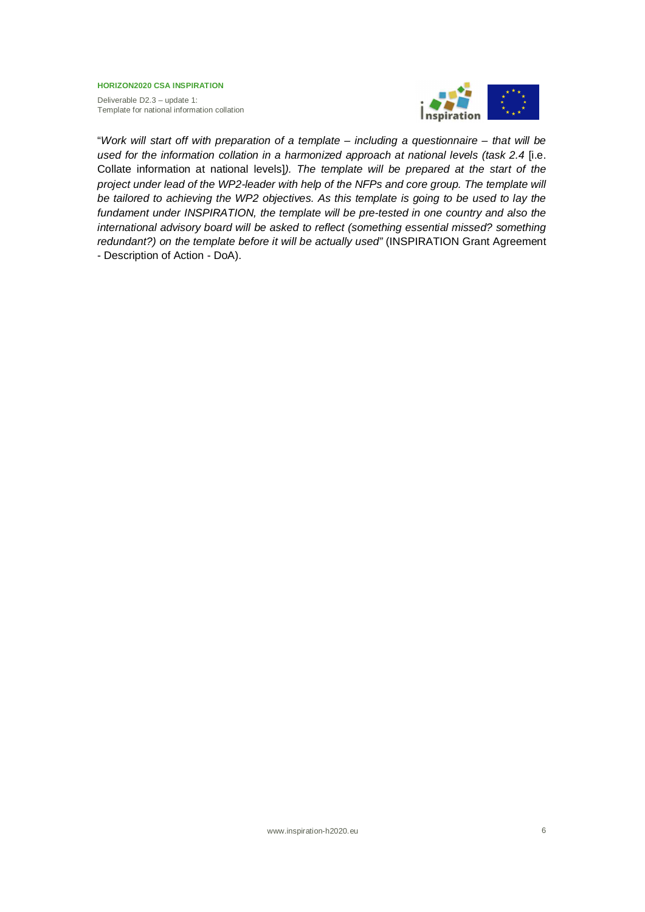"*Work will start off with preparation of a template – including a questionnaire – that will be used for the information collation in a harmonized approach at national levels (task 2.4* [i.e. Collate information at national levels]*). The template will be prepared at the start of the project under lead of the WP2-leader with help of the NFPs and core group. The template will be tailored to achieving the WP2 objectives. As this template is going to be used to lay the fundament under INSPIRATION, the template will be pre-tested in one country and also the international advisory board will be asked to reflect (something essential missed? something redundant?) on the template before it will be actually used*" (INSPIRATION Grant Agreement - Description of Action - DoA).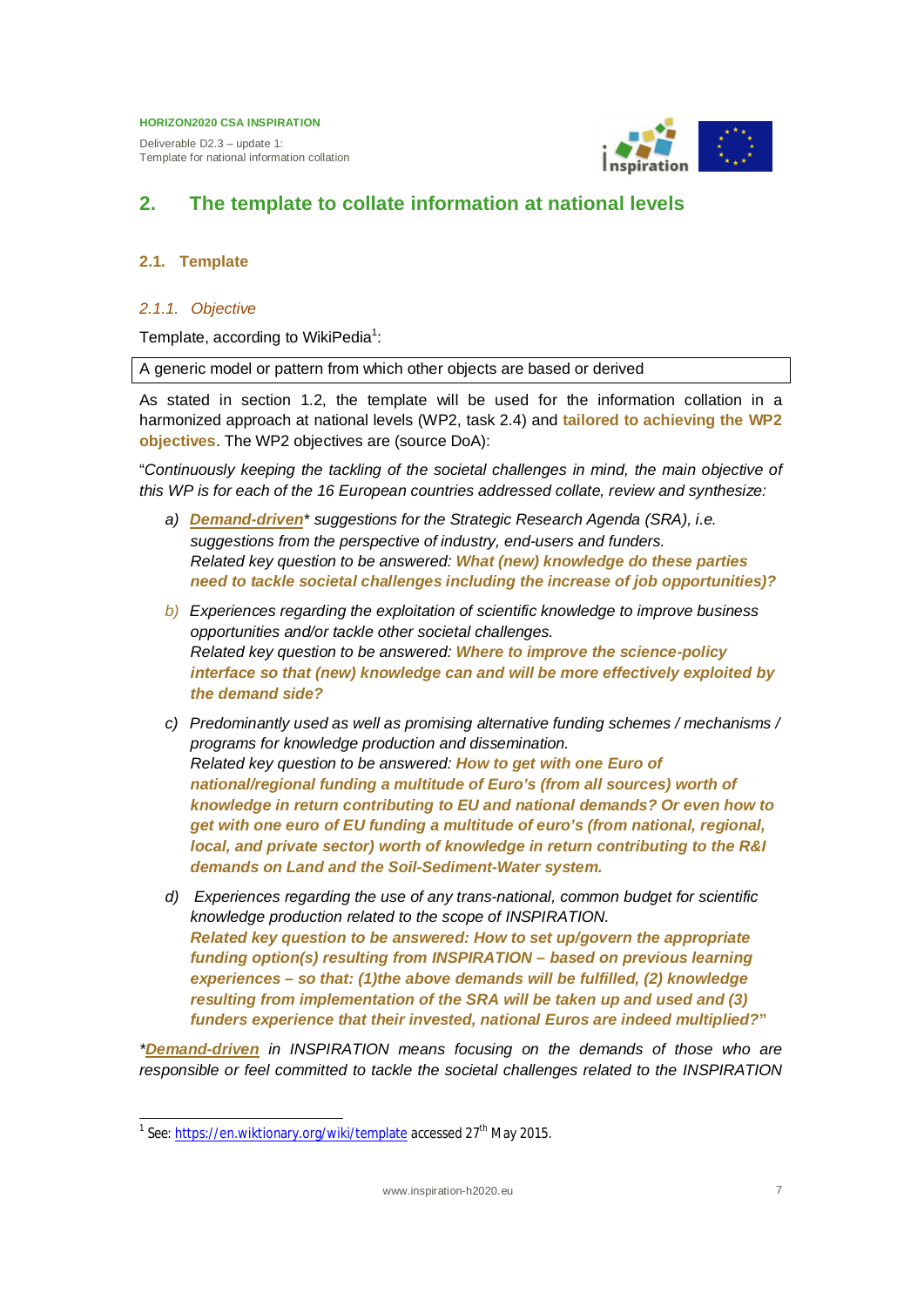## 2. The template to collate information at national levels

### 2.1. Template

#### 2.1.1. Objective

Template, according to WikiPedia[1]:

| A generic model or pattern from which other objects are based or derived |
|---|

As stated in section 1.2, the template will be used for the information collation in a harmonized approach at national levels (WP2, task 2.4) and **tailored to achieving the WP2 objectives**. The WP2 objectives are (source DoA):

"*Continuously keeping the tackling of the societal challenges in mind, the main objective of this WP is for each of the 16 European countries addressed collate, review and synthesize:*

*a) **Demand-driven*** *suggestions for the Strategic Research Agenda (SRA), i.e. suggestions from the perspective of industry, end-users and funders.*
*Related key question to be answered:* ***What (new) knowledge do these parties need to tackle societal challenges including the increase of job opportunities)?***

*b) Experiences regarding the exploitation of scientific knowledge to improve business opportunities and/or tackle other societal challenges.*
*Related key question to be answered:* ***Where to improve the science-policy interface so that (new) knowledge can and will be more effectively exploited by the demand side?***

*c) Predominantly used as well as promising alternative funding schemes / mechanisms / programs for knowledge production and dissemination.*
*Related key question to be answered:* ***How to get with one Euro of national/regional funding a multitude of Euro's (from all sources) worth of knowledge in return contributing to EU and national demands? Or even how to get with one euro of EU funding a multitude of euro's (from national, regional, local, and private sector) worth of knowledge in return contributing to the R&I demands on Land and the Soil-Sediment-Water system.***

*d) Experiences regarding the use of any trans-national, common budget for scientific knowledge production related to the scope of INSPIRATION.*
***Related key question to be answered: How to set up/govern the appropriate funding option(s) resulting from INSPIRATION – based on previous learning experiences – so that: (1)the above demands will be fulfilled, (2) knowledge resulting from implementation of the SRA will be taken up and used and (3) funders experience that their invested, national Euros are indeed multiplied?"***

*\***Demand-driven*** *in INSPIRATION means focusing on the demands of those who are responsible or feel committed to tackle the societal challenges related to the INSPIRATION*

[1] See: https://en.wiktionary.org/wiki/template accessed 27th May 2015.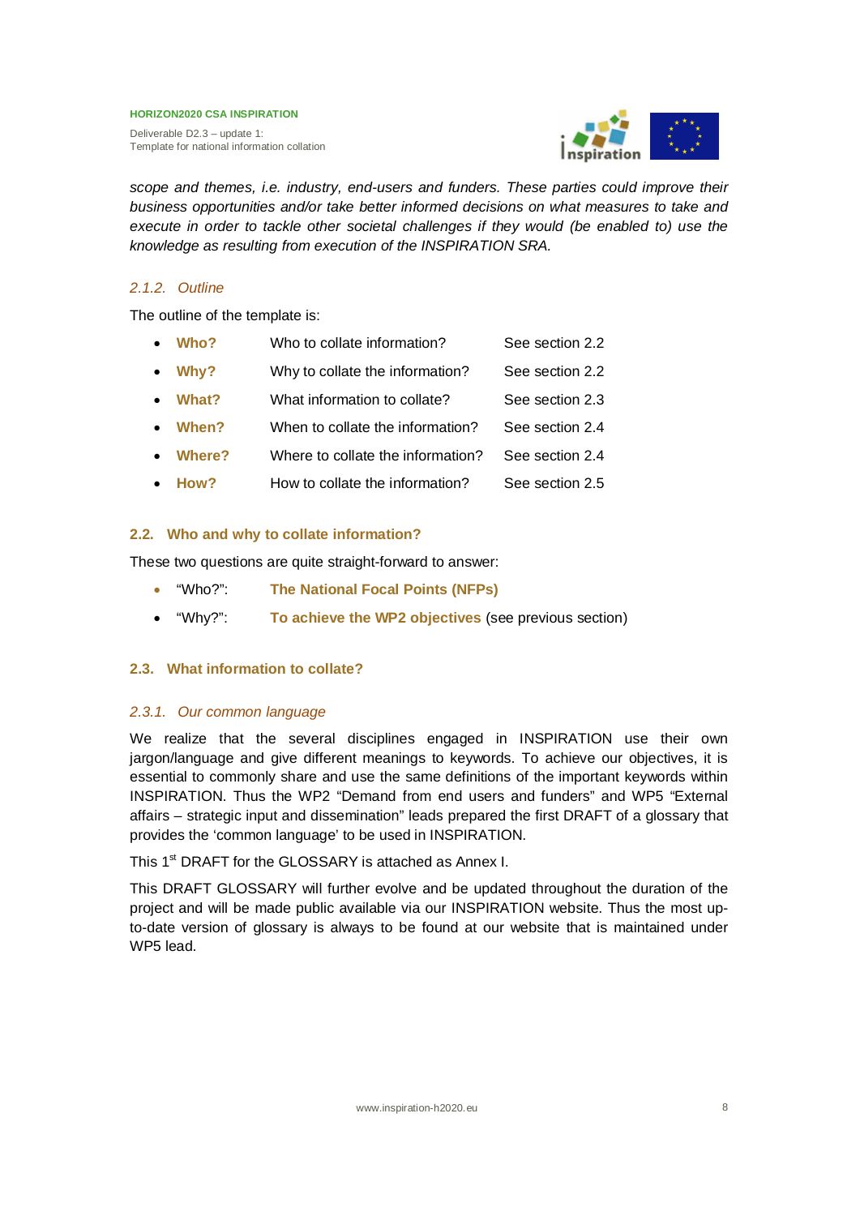*scope and themes, i.e. industry, end-users and funders. These parties could improve their business opportunities and/or take better informed decisions on what measures to take and execute in order to tackle other societal challenges if they would (be enabled to) use the knowledge as resulting from execution of the INSPIRATION SRA.*

### *2.1.2. Outline*

The outline of the template is:

- **Who?** Who to collate information? See section 2.2
- **Why?** Why to collate the information? See section 2.2
- **What?** What information to collate? See section 2.3
- **When?** When to collate the information? See section 2.4
- **Where?** Where to collate the information? See section 2.4
- **How?** How to collate the information? See section 2.5

## 2.2. Who and why to collate information?

These two questions are quite straight-forward to answer:

- "Who?": **The National Focal Points (NFPs)**
- "Why?": **To achieve the WP2 objectives** (see previous section)

## 2.3. What information to collate?

### *2.3.1. Our common language*

We realize that the several disciplines engaged in INSPIRATION use their own jargon/language and give different meanings to keywords. To achieve our objectives, it is essential to commonly share and use the same definitions of the important keywords within INSPIRATION. Thus the WP2 "Demand from end users and funders" and WP5 "External affairs – strategic input and dissemination" leads prepared the first DRAFT of a glossary that provides the 'common language' to be used in INSPIRATION.

This 1st DRAFT for the GLOSSARY is attached as Annex I.

This DRAFT GLOSSARY will further evolve and be updated throughout the duration of the project and will be made public available via our INSPIRATION website. Thus the most up-to-date version of glossary is always to be found at our website that is maintained under WP5 lead.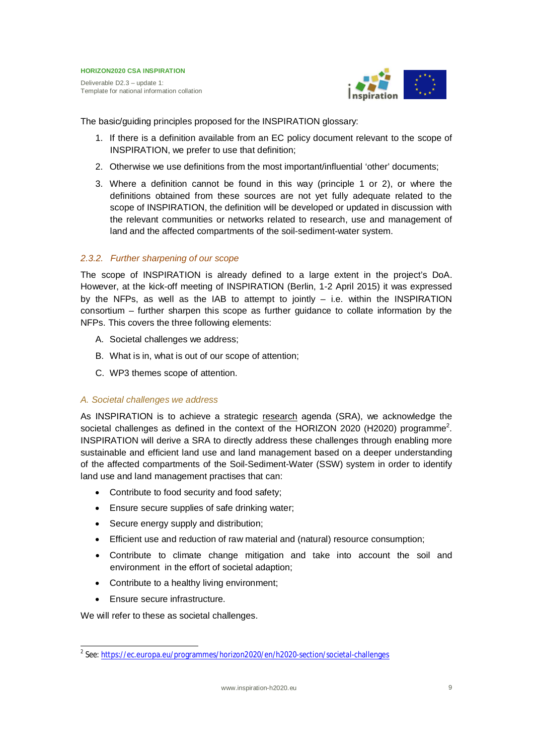The basic/guiding principles proposed for the INSPIRATION glossary:

1. If there is a definition available from an EC policy document relevant to the scope of INSPIRATION, we prefer to use that definition;
2. Otherwise we use definitions from the most important/influential 'other' documents;
3. Where a definition cannot be found in this way (principle 1 or 2), or where the definitions obtained from these sources are not yet fully adequate related to the scope of INSPIRATION, the definition will be developed or updated in discussion with the relevant communities or networks related to research, use and management of land and the affected compartments of the soil-sediment-water system.

### *2.3.2. Further sharpening of our scope*

The scope of INSPIRATION is already defined to a large extent in the project's DoA. However, at the kick-off meeting of INSPIRATION (Berlin, 1-2 April 2015) it was expressed by the NFPs, as well as the IAB to attempt to jointly – i.e. within the INSPIRATION consortium – further sharpen this scope as further guidance to collate information by the NFPs. This covers the three following elements:

A. Societal challenges we address;

B. What is in, what is out of our scope of attention;

C. WP3 themes scope of attention.

#### *A. Societal challenges we address*

As INSPIRATION is to achieve a strategic research agenda (SRA), we acknowledge the societal challenges as defined in the context of the HORIZON 2020 (H2020) programme[2]. INSPIRATION will derive a SRA to directly address these challenges through enabling more sustainable and efficient land use and land management based on a deeper understanding of the affected compartments of the Soil-Sediment-Water (SSW) system in order to identify land use and land management practises that can:

- Contribute to food security and food safety;
- Ensure secure supplies of safe drinking water;
- Secure energy supply and distribution;
- Efficient use and reduction of raw material and (natural) resource consumption;
- Contribute to climate change mitigation and take into account the soil and environment in the effort of societal adaption;
- Contribute to a healthy living environment;
- Ensure secure infrastructure.

We will refer to these as societal challenges.

---

[2] See: https://ec.europa.eu/programmes/horizon2020/en/h2020-section/societal-challenges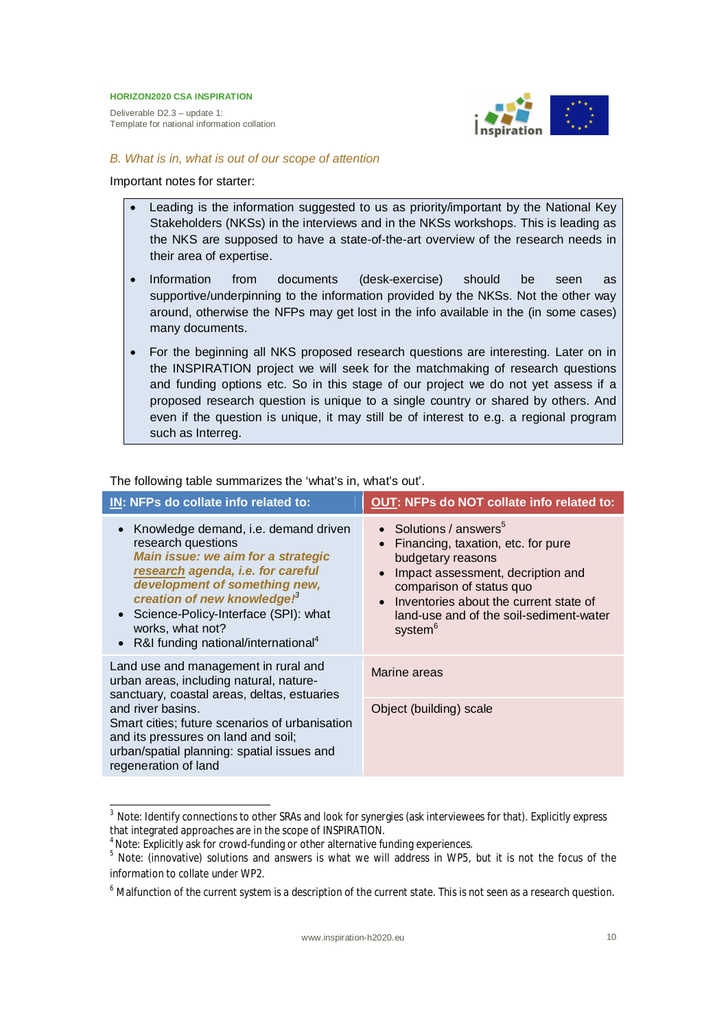### *B. What is in, what is out of our scope of attention*

Important notes for starter:

- Leading is the information suggested to us as priority/important by the National Key Stakeholders (NKSs) in the interviews and in the NKSs workshops. This is leading as the NKS are supposed to have a state-of-the-art overview of the research needs in their area of expertise.
- Information from documents (desk-exercise) should be seen as supportive/underpinning to the information provided by the NKSs. Not the other way around, otherwise the NFPs may get lost in the info available in the (in some cases) many documents.
- For the beginning all NKS proposed research questions are interesting. Later on in the INSPIRATION project we will seek for the matchmaking of research questions and funding options etc. So in this stage of our project we do not yet assess if a proposed research question is unique to a single country or shared by others. And even if the question is unique, it may still be of interest to e.g. a regional program such as Interreg.

The following table summarizes the 'what's in, what's out'.

| **IN: NFPs do collate info related to:** | **OUT: NFPs do NOT collate info related to:** |
|---|---|
| • Knowledge demand, i.e. demand driven research questions<br>***Main issue: we aim for a strategic research agenda, i.e. for careful development of something new, creation of new knowledge!***[3]<br>• Science-Policy-Interface (SPI): what works, what not?<br>• R&I funding national/international[4] | • Solutions / answers[5]<br>• Financing, taxation, etc. for pure budgetary reasons<br>• Impact assessment, decription and comparison of status quo<br>• Inventories about the current state of land-use and of the soil-sediment-water system[6] |
| Land use and management in rural and urban areas, including natural, nature-sanctuary, coastal areas, deltas, estuaries and river basins.<br>Smart cities; future scenarios of urbanisation and its pressures on land and soil; urban/spatial planning: spatial issues and regeneration of land | Marine areas<br><br>Object (building) scale |

[3] Note: Identify connections to other SRAs and look for synergies (ask interviewees for that). Explicitly express that integrated approaches are in the scope of INSPIRATION.

[4] Note: Explicitly ask for crowd-funding or other alternative funding experiences.

[5] Note: (innovative) solutions and answers is what we will address in WP5, but it is not the focus of the information to collate under WP2.

[6] Malfunction of the current system is a description of the current state. This is not seen as a research question.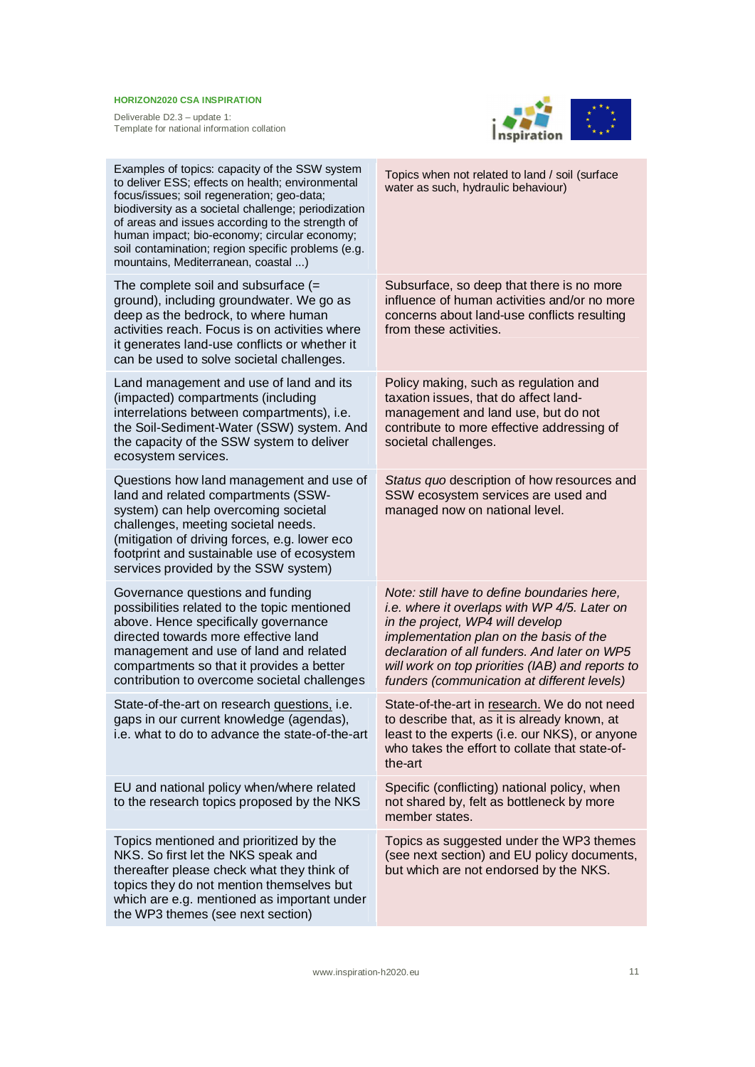| | |
|---|---|
| Examples of topics: capacity of the SSW system to deliver ESS; effects on health; environmental focus/issues; soil regeneration; geo-data; biodiversity as a societal challenge; periodization of areas and issues according to the strength of human impact; bio-economy; circular economy; soil contamination; region specific problems (e.g. mountains, Mediterranean, coastal ...) | Topics when not related to land / soil (surface water as such, hydraulic behaviour) |
| The complete soil and subsurface (= ground), including groundwater. We go as deep as the bedrock, to where human activities reach. Focus is on activities where it generates land-use conflicts or whether it can be used to solve societal challenges. | Subsurface, so deep that there is no more influence of human activities and/or no more concerns about land-use conflicts resulting from these activities. |
| Land management and use of land and its (impacted) compartments (including interrelations between compartments), i.e. the Soil-Sediment-Water (SSW) system. And the capacity of the SSW system to deliver ecosystem services. | Policy making, such as regulation and taxation issues, that do affect land-management and land use, but do not contribute to more effective addressing of societal challenges. |
| Questions how land management and use of land and related compartments (SSW-system) can help overcoming societal challenges, meeting societal needs. (mitigation of driving forces, e.g. lower eco footprint and sustainable use of ecosystem services provided by the SSW system) | *Status quo* description of how resources and SSW ecosystem services are used and managed now on national level. |
| Governance questions and funding possibilities related to the topic mentioned above. Hence specifically governance directed towards more effective land management and use of land and related compartments so that it provides a better contribution to overcome societal challenges | *Note: still have to define boundaries here, i.e. where it overlaps with WP 4/5. Later on in the project, WP4 will develop implementation plan on the basis of the declaration of all funders. And later on WP5 will work on top priorities (IAB) and reports to funders (communication at different levels)* |
| State-of-the-art on research <u>questions,</u> i.e. gaps in our current knowledge (agendas), i.e. what to do to advance the state-of-the-art | State-of-the-art in <u>research.</u> We do not need to describe that, as it is already known, at least to the experts (i.e. our NKS), or anyone who takes the effort to collate that state-of-the-art |
| EU and national policy when/where related to the research topics proposed by the NKS | Specific (conflicting) national policy, when not shared by, felt as bottleneck by more member states. |
| Topics mentioned and prioritized by the NKS. So first let the NKS speak and thereafter please check what they think of topics they do not mention themselves but which are e.g. mentioned as important under the WP3 themes (see next section) | Topics as suggested under the WP3 themes (see next section) and EU policy documents, but which are not endorsed by the NKS. |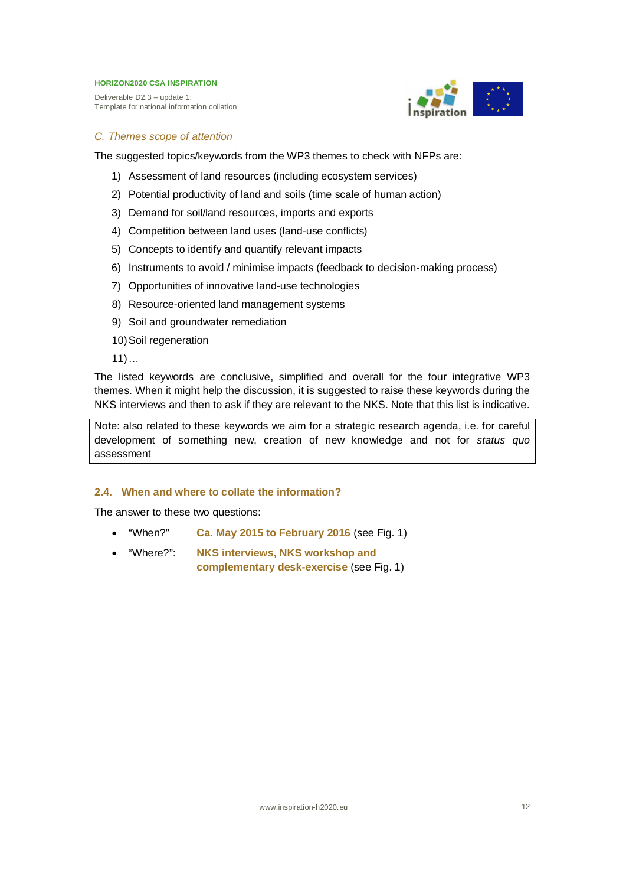*C. Themes scope of attention*

The suggested topics/keywords from the WP3 themes to check with NFPs are:

1) Assessment of land resources (including ecosystem services)
2) Potential productivity of land and soils (time scale of human action)
3) Demand for soil/land resources, imports and exports
4) Competition between land uses (land-use conflicts)
5) Concepts to identify and quantify relevant impacts
6) Instruments to avoid / minimise impacts (feedback to decision-making process)
7) Opportunities of innovative land-use technologies
8) Resource-oriented land management systems
9) Soil and groundwater remediation
10) Soil regeneration
11) …

The listed keywords are conclusive, simplified and overall for the four integrative WP3 themes. When it might help the discussion, it is suggested to raise these keywords during the NKS interviews and then to ask if they are relevant to the NKS. Note that this list is indicative.

| Note: also related to these keywords we aim for a strategic research agenda, i.e. for careful development of something new, creation of new knowledge and not for *status quo* assessment |
|---|

## 2.4. When and where to collate the information?

The answer to these two questions:

- "When?" **Ca. May 2015 to February 2016** (see Fig. 1)
- "Where?": **NKS interviews, NKS workshop and complementary desk-exercise** (see Fig. 1)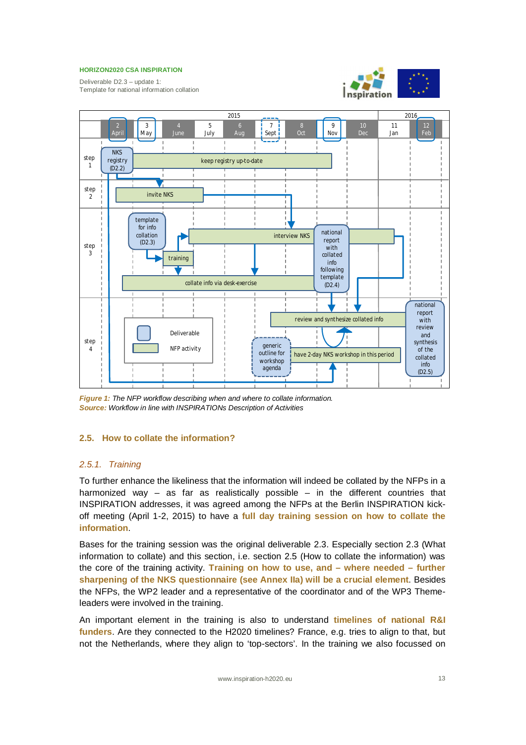*Figure 1: The NFP workflow describing when and where to collate information.*
*Source: Workflow in line with INSPIRATIONs Description of Activities*

## 2.5. How to collate the information?

### 2.5.1. Training

To further enhance the likeliness that the information will indeed be collated by the NFPs in a harmonized way – as far as realistically possible – in the different countries that INSPIRATION addresses, it was agreed among the NFPs at the Berlin INSPIRATION kick-off meeting (April 1-2, 2015) to have a **full day training session on how to collate the information**.

Bases for the training session was the original deliverable 2.3. Especially section 2.3 (What information to collate) and this section, i.e. section 2.5 (How to collate the information) was the core of the training activity. **Training on how to use, and – where needed – further sharpening of the NKS questionnaire (see Annex IIa) will be a crucial element**. Besides the NFPs, the WP2 leader and a representative of the coordinator and of the WP3 Theme-leaders were involved in the training.

An important element in the training is also to understand **timelines of national R&I funders**. Are they connected to the H2020 timelines? France, e.g. tries to align to that, but not the Netherlands, where they align to 'top-sectors'. In the training we also focussed on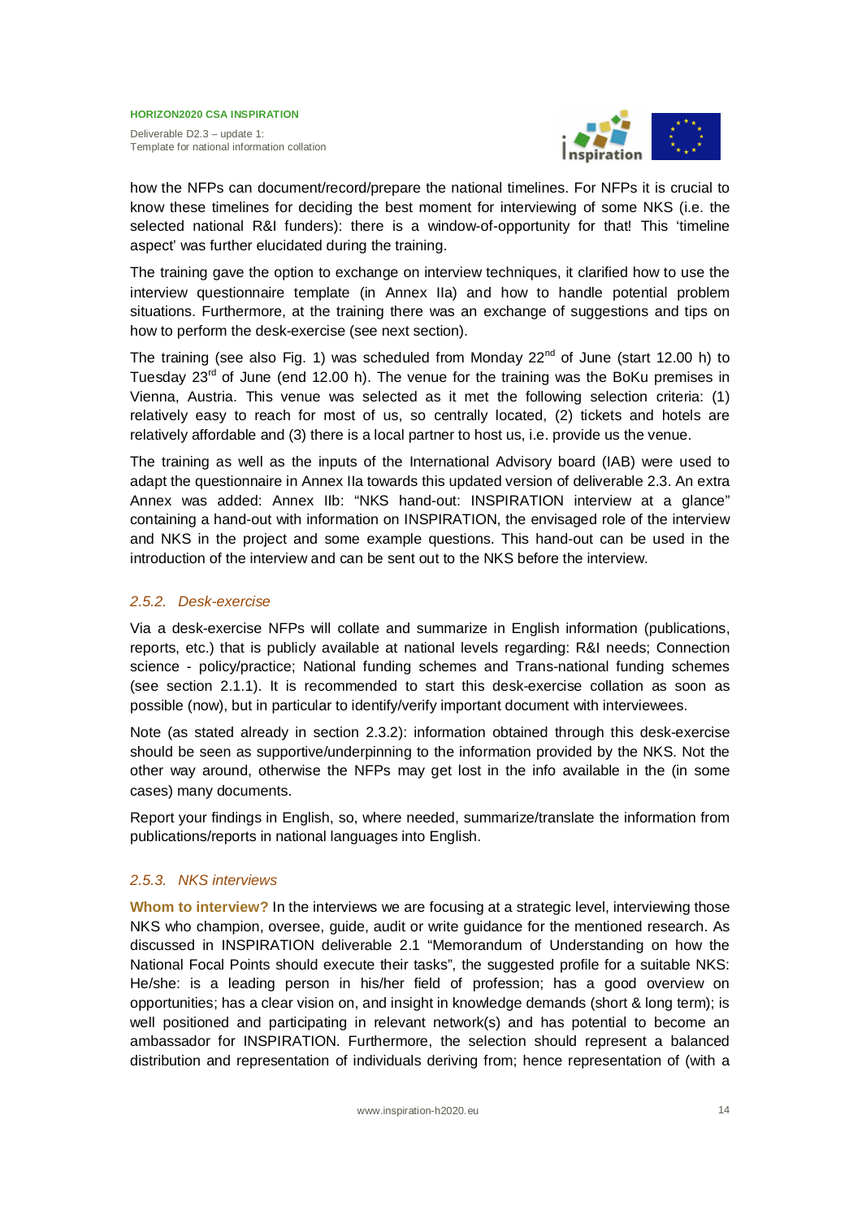how the NFPs can document/record/prepare the national timelines. For NFPs it is crucial to know these timelines for deciding the best moment for interviewing of some NKS (i.e. the selected national R&I funders): there is a window-of-opportunity for that! This 'timeline aspect' was further elucidated during the training.

The training gave the option to exchange on interview techniques, it clarified how to use the interview questionnaire template (in Annex IIa) and how to handle potential problem situations. Furthermore, at the training there was an exchange of suggestions and tips on how to perform the desk-exercise (see next section).

The training (see also Fig. 1) was scheduled from Monday 22nd of June (start 12.00 h) to Tuesday 23rd of June (end 12.00 h). The venue for the training was the BoKu premises in Vienna, Austria. This venue was selected as it met the following selection criteria: (1) relatively easy to reach for most of us, so centrally located, (2) tickets and hotels are relatively affordable and (3) there is a local partner to host us, i.e. provide us the venue.

The training as well as the inputs of the International Advisory board (IAB) were used to adapt the questionnaire in Annex IIa towards this updated version of deliverable 2.3. An extra Annex was added: Annex IIb: "NKS hand-out: INSPIRATION interview at a glance" containing a hand-out with information on INSPIRATION, the envisaged role of the interview and NKS in the project and some example questions. This hand-out can be used in the introduction of the interview and can be sent out to the NKS before the interview.

### *2.5.2. Desk-exercise*

Via a desk-exercise NFPs will collate and summarize in English information (publications, reports, etc.) that is publicly available at national levels regarding: R&I needs; Connection science - policy/practice; National funding schemes and Trans-national funding schemes (see section 2.1.1). It is recommended to start this desk-exercise collation as soon as possible (now), but in particular to identify/verify important document with interviewees.

Note (as stated already in section 2.3.2): information obtained through this desk-exercise should be seen as supportive/underpinning to the information provided by the NKS. Not the other way around, otherwise the NFPs may get lost in the info available in the (in some cases) many documents.

Report your findings in English, so, where needed, summarize/translate the information from publications/reports in national languages into English.

### *2.5.3. NKS interviews*

**Whom to interview?** In the interviews we are focusing at a strategic level, interviewing those NKS who champion, oversee, guide, audit or write guidance for the mentioned research. As discussed in INSPIRATION deliverable 2.1 "Memorandum of Understanding on how the National Focal Points should execute their tasks", the suggested profile for a suitable NKS: He/she: is a leading person in his/her field of profession; has a good overview on opportunities; has a clear vision on, and insight in knowledge demands (short & long term); is well positioned and participating in relevant network(s) and has potential to become an ambassador for INSPIRATION. Furthermore, the selection should represent a balanced distribution and representation of individuals deriving from; hence representation of (with a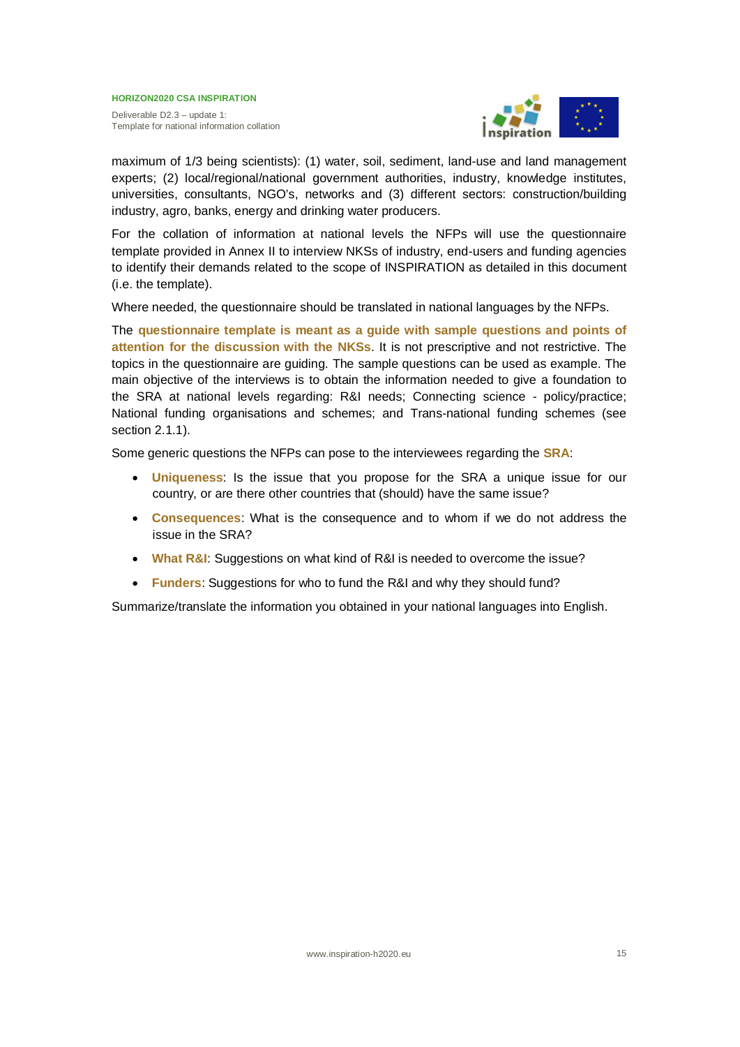maximum of 1/3 being scientists): (1) water, soil, sediment, land-use and land management experts; (2) local/regional/national government authorities, industry, knowledge institutes, universities, consultants, NGO's, networks and (3) different sectors: construction/building industry, agro, banks, energy and drinking water producers.

For the collation of information at national levels the NFPs will use the questionnaire template provided in Annex II to interview NKSs of industry, end-users and funding agencies to identify their demands related to the scope of INSPIRATION as detailed in this document (i.e. the template).

Where needed, the questionnaire should be translated in national languages by the NFPs.

The **questionnaire template is meant as a guide with sample questions and points of attention for the discussion with the NKSs**. It is not prescriptive and not restrictive. The topics in the questionnaire are guiding. The sample questions can be used as example. The main objective of the interviews is to obtain the information needed to give a foundation to the SRA at national levels regarding: R&I needs; Connecting science - policy/practice; National funding organisations and schemes; and Trans-national funding schemes (see section 2.1.1).

Some generic questions the NFPs can pose to the interviewees regarding the **SRA**:

- **Uniqueness**: Is the issue that you propose for the SRA a unique issue for our country, or are there other countries that (should) have the same issue?
- **Consequences**: What is the consequence and to whom if we do not address the issue in the SRA?
- **What R&I**: Suggestions on what kind of R&I is needed to overcome the issue?
- **Funders**: Suggestions for who to fund the R&I and why they should fund?

Summarize/translate the information you obtained in your national languages into English.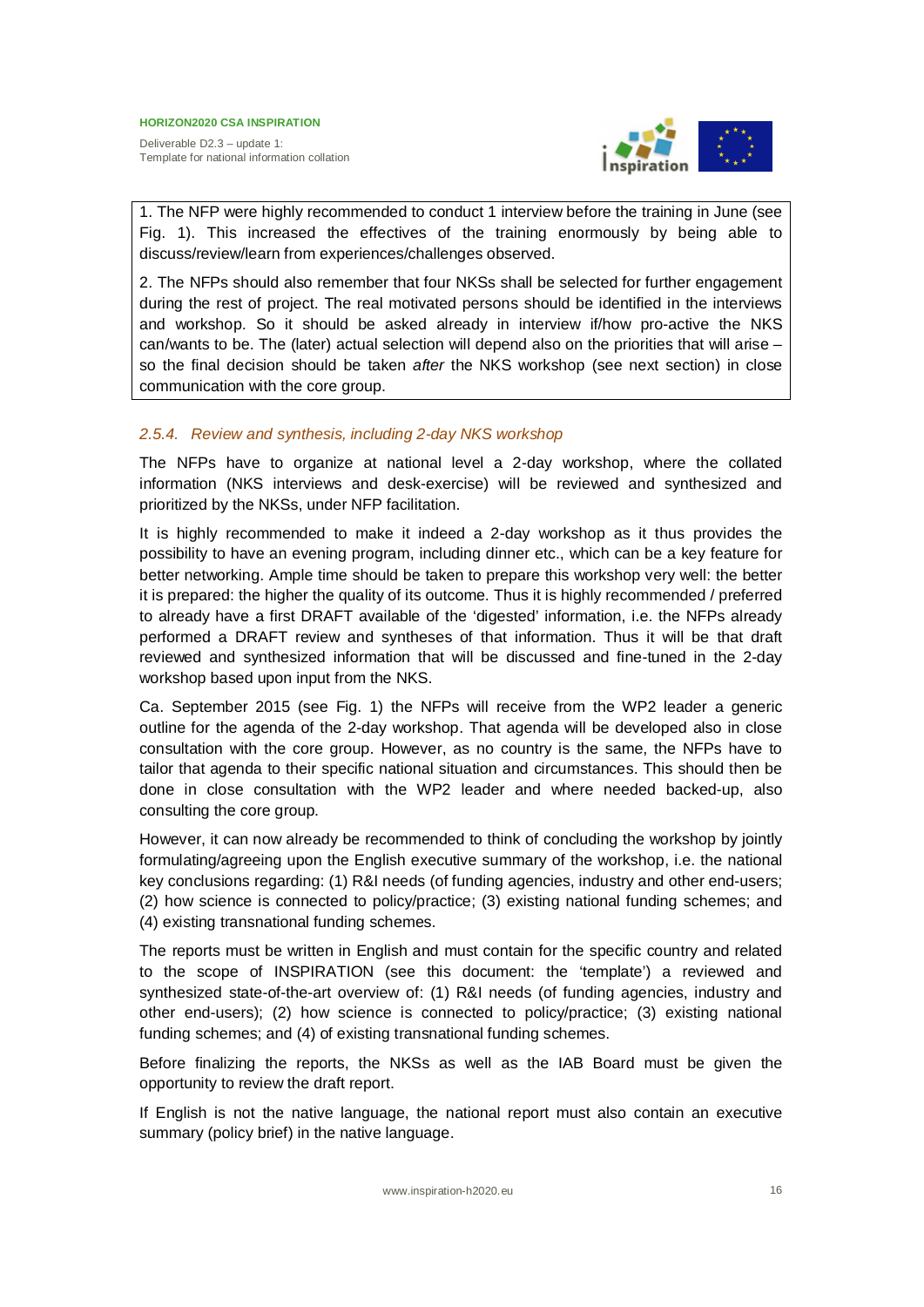1. The NFP were highly recommended to conduct 1 interview before the training in June (see Fig. 1). This increased the effectives of the training enormously by being able to discuss/review/learn from experiences/challenges observed.

2. The NFPs should also remember that four NKSs shall be selected for further engagement during the rest of project. The real motivated persons should be identified in the interviews and workshop. So it should be asked already in interview if/how pro-active the NKS can/wants to be. The (later) actual selection will depend also on the priorities that will arise – so the final decision should be taken *after* the NKS workshop (see next section) in close communication with the core group.

### *2.5.4. Review and synthesis, including 2-day NKS workshop*

The NFPs have to organize at national level a 2-day workshop, where the collated information (NKS interviews and desk-exercise) will be reviewed and synthesized and prioritized by the NKSs, under NFP facilitation.

It is highly recommended to make it indeed a 2-day workshop as it thus provides the possibility to have an evening program, including dinner etc., which can be a key feature for better networking. Ample time should be taken to prepare this workshop very well: the better it is prepared: the higher the quality of its outcome. Thus it is highly recommended / preferred to already have a first DRAFT available of the 'digested' information, i.e. the NFPs already performed a DRAFT review and syntheses of that information. Thus it will be that draft reviewed and synthesized information that will be discussed and fine-tuned in the 2-day workshop based upon input from the NKS.

Ca. September 2015 (see Fig. 1) the NFPs will receive from the WP2 leader a generic outline for the agenda of the 2-day workshop. That agenda will be developed also in close consultation with the core group. However, as no country is the same, the NFPs have to tailor that agenda to their specific national situation and circumstances. This should then be done in close consultation with the WP2 leader and where needed backed-up, also consulting the core group.

However, it can now already be recommended to think of concluding the workshop by jointly formulating/agreeing upon the English executive summary of the workshop, i.e. the national key conclusions regarding: (1) R&I needs (of funding agencies, industry and other end-users; (2) how science is connected to policy/practice; (3) existing national funding schemes; and (4) existing transnational funding schemes.

The reports must be written in English and must contain for the specific country and related to the scope of INSPIRATION (see this document: the 'template') a reviewed and synthesized state-of-the-art overview of: (1) R&I needs (of funding agencies, industry and other end-users); (2) how science is connected to policy/practice; (3) existing national funding schemes; and (4) of existing transnational funding schemes.

Before finalizing the reports, the NKSs as well as the IAB Board must be given the opportunity to review the draft report.

If English is not the native language, the national report must also contain an executive summary (policy brief) in the native language.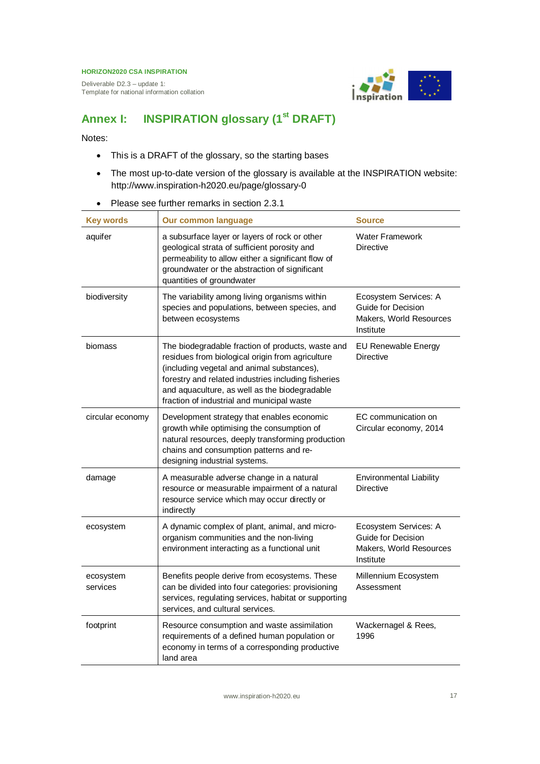## Annex I: INSPIRATION glossary (1st DRAFT)

Notes:

- This is a DRAFT of the glossary, so the starting bases
- The most up-to-date version of the glossary is available at the INSPIRATION website: http://www.inspiration-h2020.eu/page/glossary-0
- Please see further remarks in section 2.3.1

| Key words | Our common language | Source |
|---|---|---|
| aquifer | a subsurface layer or layers of rock or other geological strata of sufficient porosity and permeability to allow either a significant flow of groundwater or the abstraction of significant quantities of groundwater | Water Framework Directive |
| biodiversity | The variability among living organisms within species and populations, between species, and between ecosystems | Ecosystem Services: A Guide for Decision Makers, World Resources Institute |
| biomass | The biodegradable fraction of products, waste and residues from biological origin from agriculture (including vegetal and animal substances), forestry and related industries including fisheries and aquaculture, as well as the biodegradable fraction of industrial and municipal waste | EU Renewable Energy Directive |
| circular economy | Development strategy that enables economic growth while optimising the consumption of natural resources, deeply transforming production chains and consumption patterns and re-designing industrial systems. | EC communication on Circular economy, 2014 |
| damage | A measurable adverse change in a natural resource or measurable impairment of a natural resource service which may occur directly or indirectly | Environmental Liability Directive |
| ecosystem | A dynamic complex of plant, animal, and micro-organism communities and the non-living environment interacting as a functional unit | Ecosystem Services: A Guide for Decision Makers, World Resources Institute |
| ecosystem services | Benefits people derive from ecosystems. These can be divided into four categories: provisioning services, regulating services, habitat or supporting services, and cultural services. | Millennium Ecosystem Assessment |
| footprint | Resource consumption and waste assimilation requirements of a defined human population or economy in terms of a corresponding productive land area | Wackernagel & Rees, 1996 |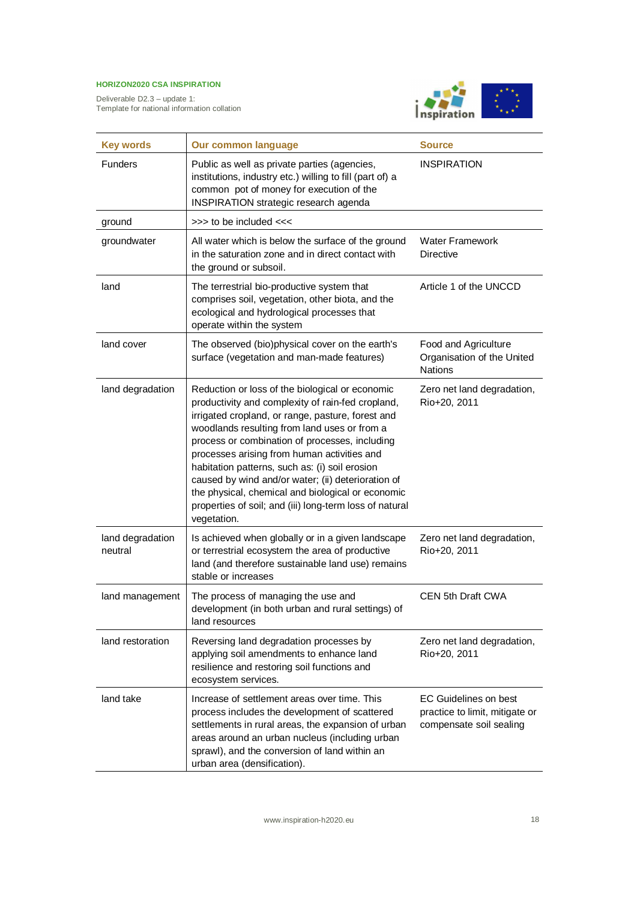| Key words | Our common language | Source |
|---|---|---|
| Funders | Public as well as private parties (agencies, institutions, industry etc.) willing to fill (part of) a common pot of money for execution of the INSPIRATION strategic research agenda | INSPIRATION |
| ground | >>> to be included <<< | |
| groundwater | All water which is below the surface of the ground in the saturation zone and in direct contact with the ground or subsoil. | Water Framework Directive |
| land | The terrestrial bio-productive system that comprises soil, vegetation, other biota, and the ecological and hydrological processes that operate within the system | Article 1 of the UNCCD |
| land cover | The observed (bio)physical cover on the earth's surface (vegetation and man-made features) | Food and Agriculture Organisation of the United Nations |
| land degradation | Reduction or loss of the biological or economic productivity and complexity of rain-fed cropland, irrigated cropland, or range, pasture, forest and woodlands resulting from land uses or from a process or combination of processes, including processes arising from human activities and habitation patterns, such as: (i) soil erosion caused by wind and/or water; (ii) deterioration of the physical, chemical and biological or economic properties of soil; and (iii) long-term loss of natural vegetation. | Zero net land degradation, Rio+20, 2011 |
| land degradation neutral | Is achieved when globally or in a given landscape or terrestrial ecosystem the area of productive land (and therefore sustainable land use) remains stable or increases | Zero net land degradation, Rio+20, 2011 |
| land management | The process of managing the use and development (in both urban and rural settings) of land resources | CEN 5th Draft CWA |
| land restoration | Reversing land degradation processes by applying soil amendments to enhance land resilience and restoring soil functions and ecosystem services. | Zero net land degradation, Rio+20, 2011 |
| land take | Increase of settlement areas over time. This process includes the development of scattered settlements in rural areas, the expansion of urban areas around an urban nucleus (including urban sprawl), and the conversion of land within an urban area (densification). | EC Guidelines on best practice to limit, mitigate or compensate soil sealing |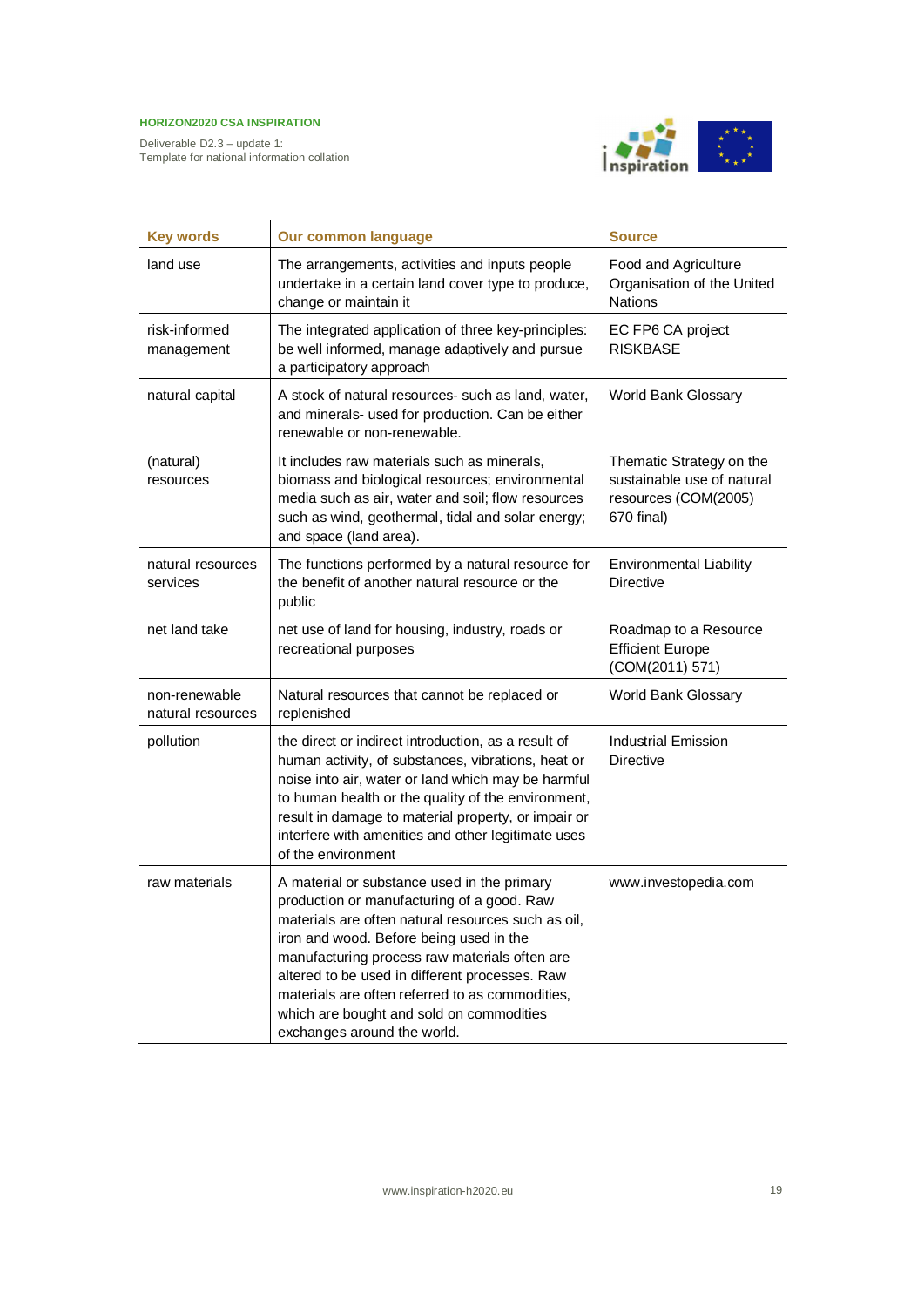| Key words | Our common language | Source |
|---|---|---|
| land use | The arrangements, activities and inputs people undertake in a certain land cover type to produce, change or maintain it | Food and Agriculture Organisation of the United Nations |
| risk-informed management | The integrated application of three key-principles: be well informed, manage adaptively and pursue a participatory approach | EC FP6 CA project RISKBASE |
| natural capital | A stock of natural resources- such as land, water, and minerals- used for production. Can be either renewable or non-renewable. | World Bank Glossary |
| (natural) resources | It includes raw materials such as minerals, biomass and biological resources; environmental media such as air, water and soil; flow resources such as wind, geothermal, tidal and solar energy; and space (land area). | Thematic Strategy on the sustainable use of natural resources (COM(2005) 670 final) |
| natural resources services | The functions performed by a natural resource for the benefit of another natural resource or the public | Environmental Liability Directive |
| net land take | net use of land for housing, industry, roads or recreational purposes | Roadmap to a Resource Efficient Europe (COM(2011) 571) |
| non-renewable natural resources | Natural resources that cannot be replaced or replenished | World Bank Glossary |
| pollution | the direct or indirect introduction, as a result of human activity, of substances, vibrations, heat or noise into air, water or land which may be harmful to human health or the quality of the environment, result in damage to material property, or impair or interfere with amenities and other legitimate uses of the environment | Industrial Emission Directive |
| raw materials | A material or substance used in the primary production or manufacturing of a good. Raw materials are often natural resources such as oil, iron and wood. Before being used in the manufacturing process raw materials often are altered to be used in different processes. Raw materials are often referred to as commodities, which are bought and sold on commodities exchanges around the world. | www.investopedia.com |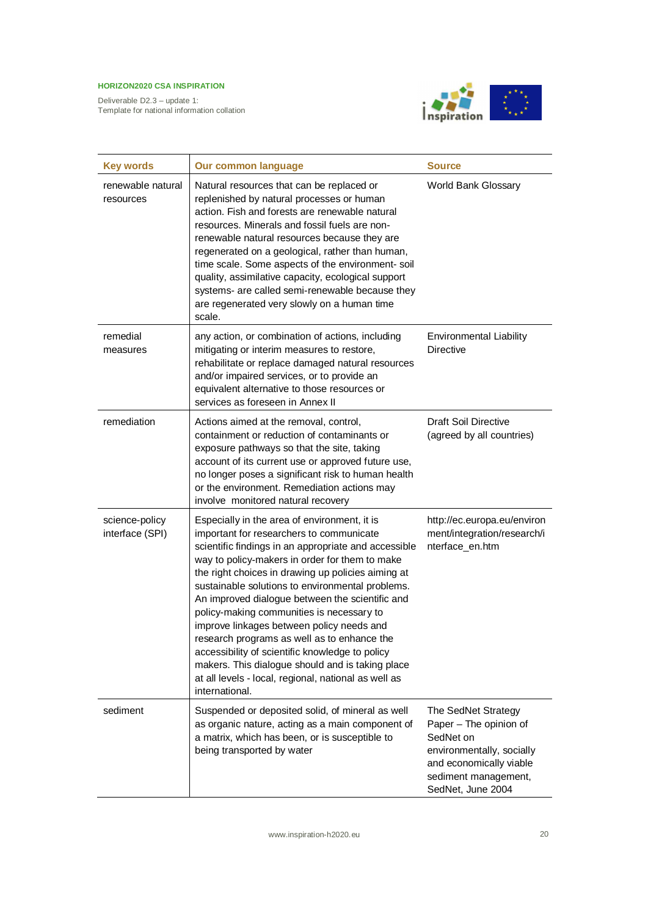| Key words | Our common language | Source |
|---|---|---|
| renewable natural resources | Natural resources that can be replaced or replenished by natural processes or human action. Fish and forests are renewable natural resources. Minerals and fossil fuels are non-renewable natural resources because they are regenerated on a geological, rather than human, time scale. Some aspects of the environment- soil quality, assimilative capacity, ecological support systems- are called semi-renewable because they are regenerated very slowly on a human time scale. | World Bank Glossary |
| remedial measures | any action, or combination of actions, including mitigating or interim measures to restore, rehabilitate or replace damaged natural resources and/or impaired services, or to provide an equivalent alternative to those resources or services as foreseen in Annex II | Environmental Liability Directive |
| remediation | Actions aimed at the removal, control, containment or reduction of contaminants or exposure pathways so that the site, taking account of its current use or approved future use, no longer poses a significant risk to human health or the environment. Remediation actions may involve monitored natural recovery | Draft Soil Directive (agreed by all countries) |
| science-policy interface (SPI) | Especially in the area of environment, it is important for researchers to communicate scientific findings in an appropriate and accessible way to policy-makers in order for them to make the right choices in drawing up policies aiming at sustainable solutions to environmental problems. An improved dialogue between the scientific and policy-making communities is necessary to improve linkages between policy needs and research programs as well as to enhance the accessibility of scientific knowledge to policy makers. This dialogue should and is taking place at all levels - local, regional, national as well as international. | http://ec.europa.eu/environment/integration/research/interface_en.htm |
| sediment | Suspended or deposited solid, of mineral as well as organic nature, acting as a main component of a matrix, which has been, or is susceptible to being transported by water | The SedNet Strategy Paper – The opinion of SedNet on environmentally, socially and economically viable sediment management, SedNet, June 2004 |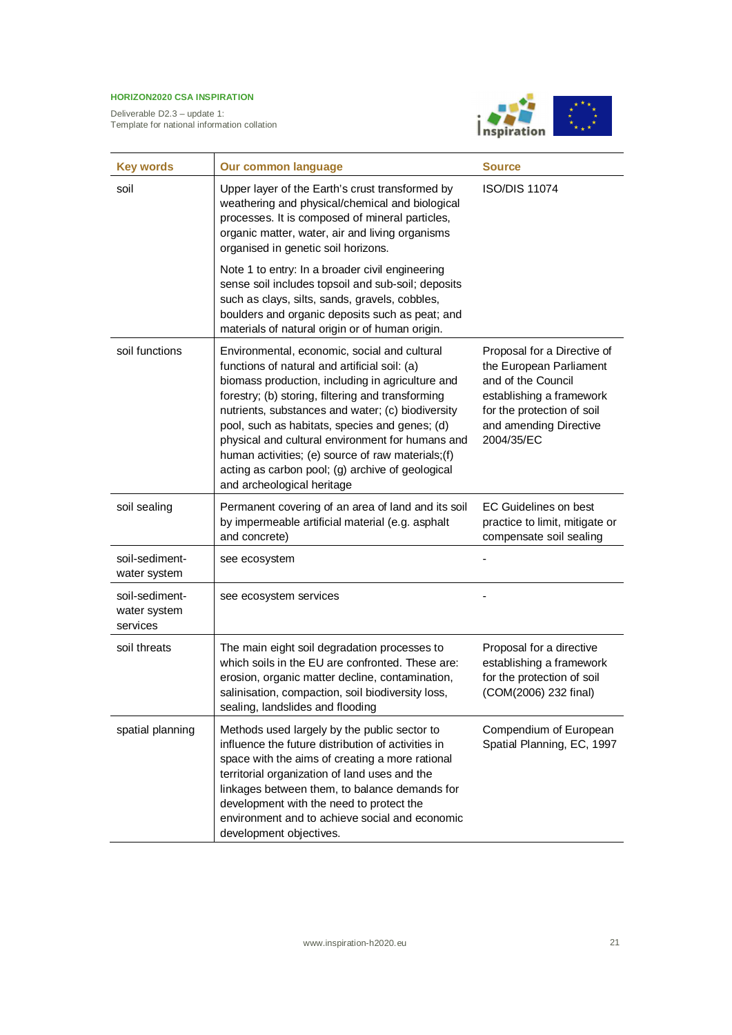| Key words | Our common language | Source |
|---|---|---|
| soil | Upper layer of the Earth's crust transformed by weathering and physical/chemical and biological processes. It is composed of mineral particles, organic matter, water, air and living organisms organised in genetic soil horizons.<br><br>Note 1 to entry: In a broader civil engineering sense soil includes topsoil and sub-soil; deposits such as clays, silts, sands, gravels, cobbles, boulders and organic deposits such as peat; and materials of natural origin or of human origin. | ISO/DIS 11074 |
| soil functions | Environmental, economic, social and cultural functions of natural and artificial soil: (a) biomass production, including in agriculture and forestry; (b) storing, filtering and transforming nutrients, substances and water; (c) biodiversity pool, such as habitats, species and genes; (d) physical and cultural environment for humans and human activities; (e) source of raw materials;(f) acting as carbon pool; (g) archive of geological and archeological heritage | Proposal for a Directive of the European Parliament and of the Council establishing a framework for the protection of soil and amending Directive 2004/35/EC |
| soil sealing | Permanent covering of an area of land and its soil by impermeable artificial material (e.g. asphalt and concrete) | EC Guidelines on best practice to limit, mitigate or compensate soil sealing |
| soil-sediment-water system | see ecosystem | - |
| soil-sediment-water system services | see ecosystem services | - |
| soil threats | The main eight soil degradation processes to which soils in the EU are confronted. These are: erosion, organic matter decline, contamination, salinisation, compaction, soil biodiversity loss, sealing, landslides and flooding | Proposal for a directive establishing a framework for the protection of soil (COM(2006) 232 final) |
| spatial planning | Methods used largely by the public sector to influence the future distribution of activities in space with the aims of creating a more rational territorial organization of land uses and the linkages between them, to balance demands for development with the need to protect the environment and to achieve social and economic development objectives. | Compendium of European Spatial Planning, EC, 1997 |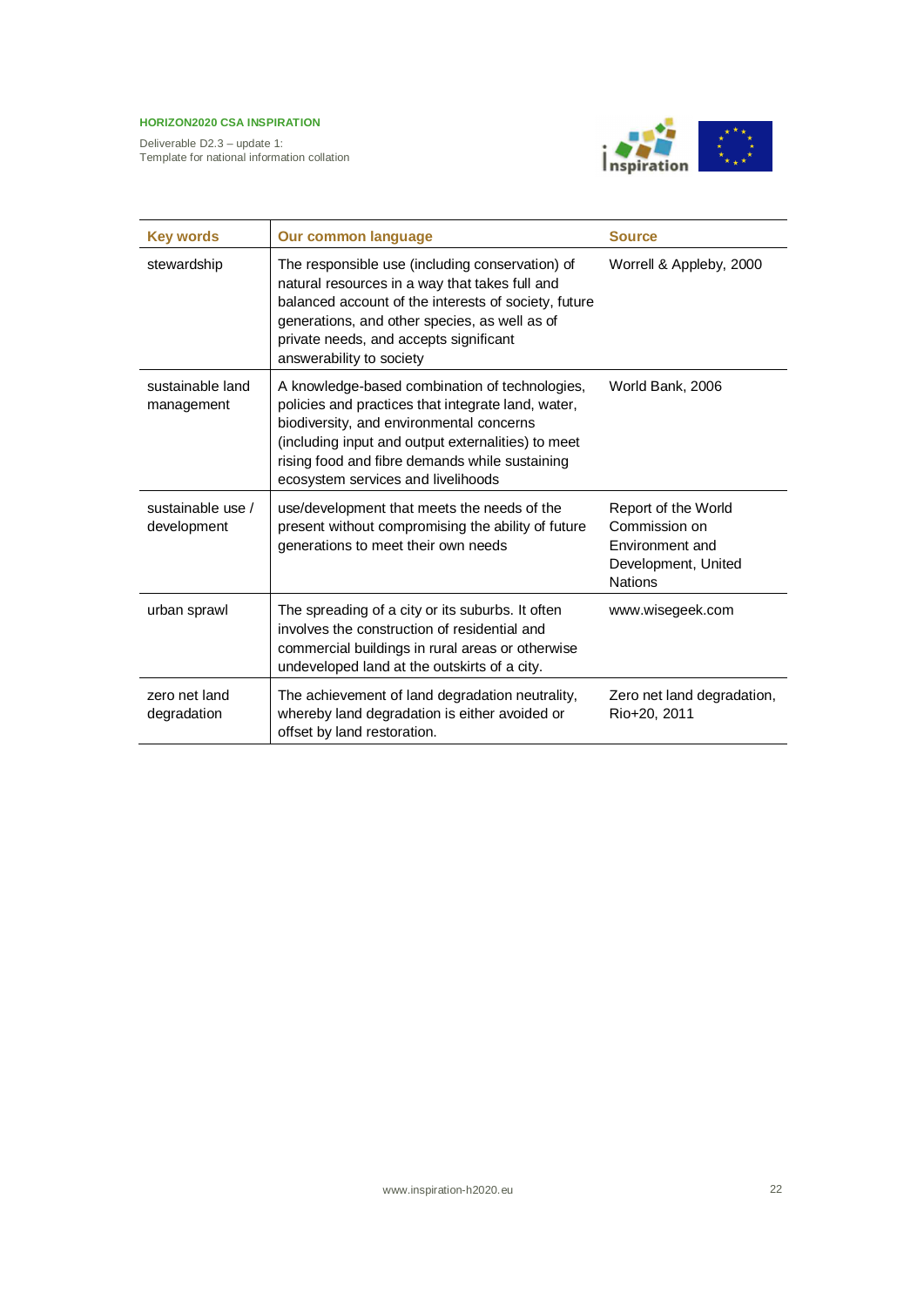| Key words | Our common language | Source |
|---|---|---|
| stewardship | The responsible use (including conservation) of natural resources in a way that takes full and balanced account of the interests of society, future generations, and other species, as well as of private needs, and accepts significant answerability to society | Worrell & Appleby, 2000 |
| sustainable land management | A knowledge-based combination of technologies, policies and practices that integrate land, water, biodiversity, and environmental concerns (including input and output externalities) to meet rising food and fibre demands while sustaining ecosystem services and livelihoods | World Bank, 2006 |
| sustainable use / development | use/development that meets the needs of the present without compromising the ability of future generations to meet their own needs | Report of the World Commission on Environment and Development, United Nations |
| urban sprawl | The spreading of a city or its suburbs. It often involves the construction of residential and commercial buildings in rural areas or otherwise undeveloped land at the outskirts of a city. | www.wisegeek.com |
| zero net land degradation | The achievement of land degradation neutrality, whereby land degradation is either avoided or offset by land restoration. | Zero net land degradation, Rio+20, 2011 |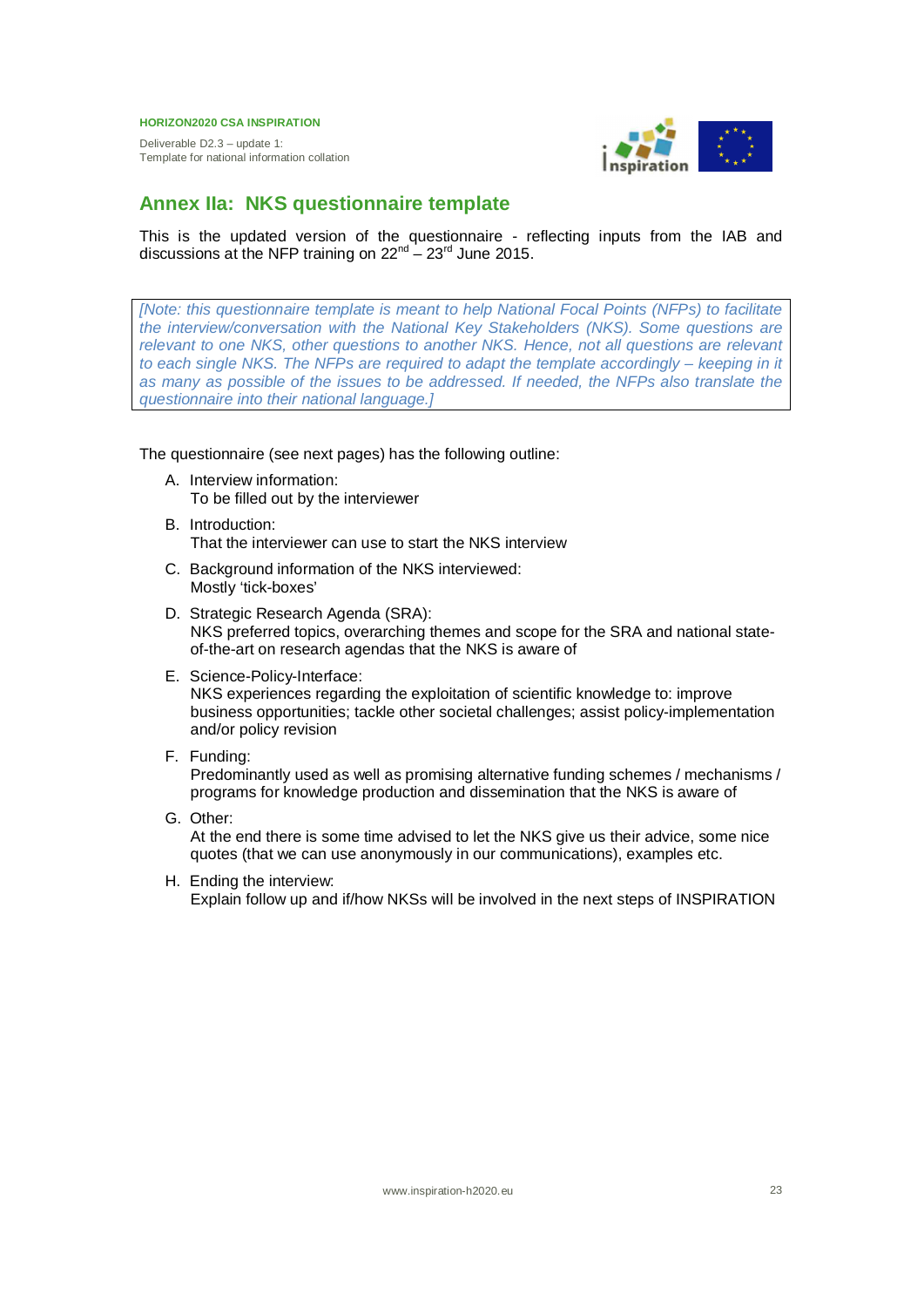## Annex IIa: NKS questionnaire template

This is the updated version of the questionnaire - reflecting inputs from the IAB and discussions at the NFP training on 22nd – 23rd June 2015.

*[Note: this questionnaire template is meant to help National Focal Points (NFPs) to facilitate the interview/conversation with the National Key Stakeholders (NKS). Some questions are relevant to one NKS, other questions to another NKS. Hence, not all questions are relevant to each single NKS. The NFPs are required to adapt the template accordingly – keeping in it as many as possible of the issues to be addressed. If needed, the NFPs also translate the questionnaire into their national language.]*

The questionnaire (see next pages) has the following outline:

A. Interview information:
   To be filled out by the interviewer

B. Introduction:
   That the interviewer can use to start the NKS interview

C. Background information of the NKS interviewed:
   Mostly 'tick-boxes'

D. Strategic Research Agenda (SRA):
   NKS preferred topics, overarching themes and scope for the SRA and national state-of-the-art on research agendas that the NKS is aware of

E. Science-Policy-Interface:
   NKS experiences regarding the exploitation of scientific knowledge to: improve business opportunities; tackle other societal challenges; assist policy-implementation and/or policy revision

F. Funding:
   Predominantly used as well as promising alternative funding schemes / mechanisms / programs for knowledge production and dissemination that the NKS is aware of

G. Other:
   At the end there is some time advised to let the NKS give us their advice, some nice quotes (that we can use anonymously in our communications), examples etc.

H. Ending the interview:
   Explain follow up and if/how NKSs will be involved in the next steps of INSPIRATION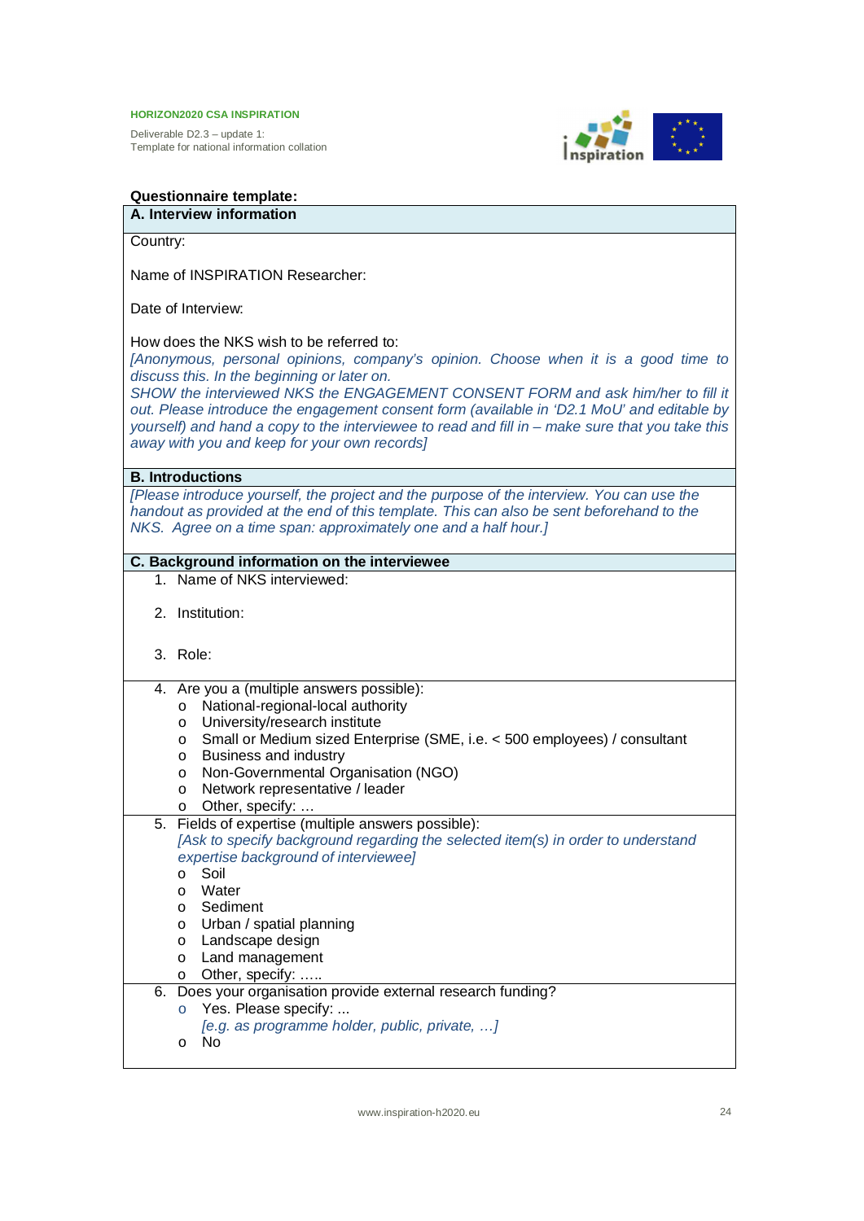**Questionnaire template:**

**A. Interview information**

Country:

Name of INSPIRATION Researcher:

Date of Interview:

How does the NKS wish to be referred to:
*[Anonymous, personal opinions, company's opinion. Choose when it is a good time to discuss this. In the beginning or later on.*
*SHOW the interviewed NKS the ENGAGEMENT CONSENT FORM and ask him/her to fill it out. Please introduce the engagement consent form (available in 'D2.1 MoU' and editable by yourself) and hand a copy to the interviewee to read and fill in – make sure that you take this away with you and keep for your own records]*

**B. Introductions**

*[Please introduce yourself, the project and the purpose of the interview. You can use the handout as provided at the end of this template. This can also be sent beforehand to the NKS. Agree on a time span: approximately one and a half hour.]*

**C. Background information on the interviewee**

1. Name of NKS interviewed:

2. Institution:

3. Role:

4. Are you a (multiple answers possible):
   - National-regional-local authority
   - University/research institute
   - Small or Medium sized Enterprise (SME, i.e. < 500 employees) / consultant
   - Business and industry
   - Non-Governmental Organisation (NGO)
   - Network representative / leader
   - Other, specify: …

5. Fields of expertise (multiple answers possible):
   *[Ask to specify background regarding the selected item(s) in order to understand expertise background of interviewee]*
   - Soil
   - Water
   - Sediment
   - Urban / spatial planning
   - Landscape design
   - Land management
   - Other, specify: …..

6. Does your organisation provide external research funding?
   - Yes. Please specify: ...
     *[e.g. as programme holder, public, private, …]*
   - No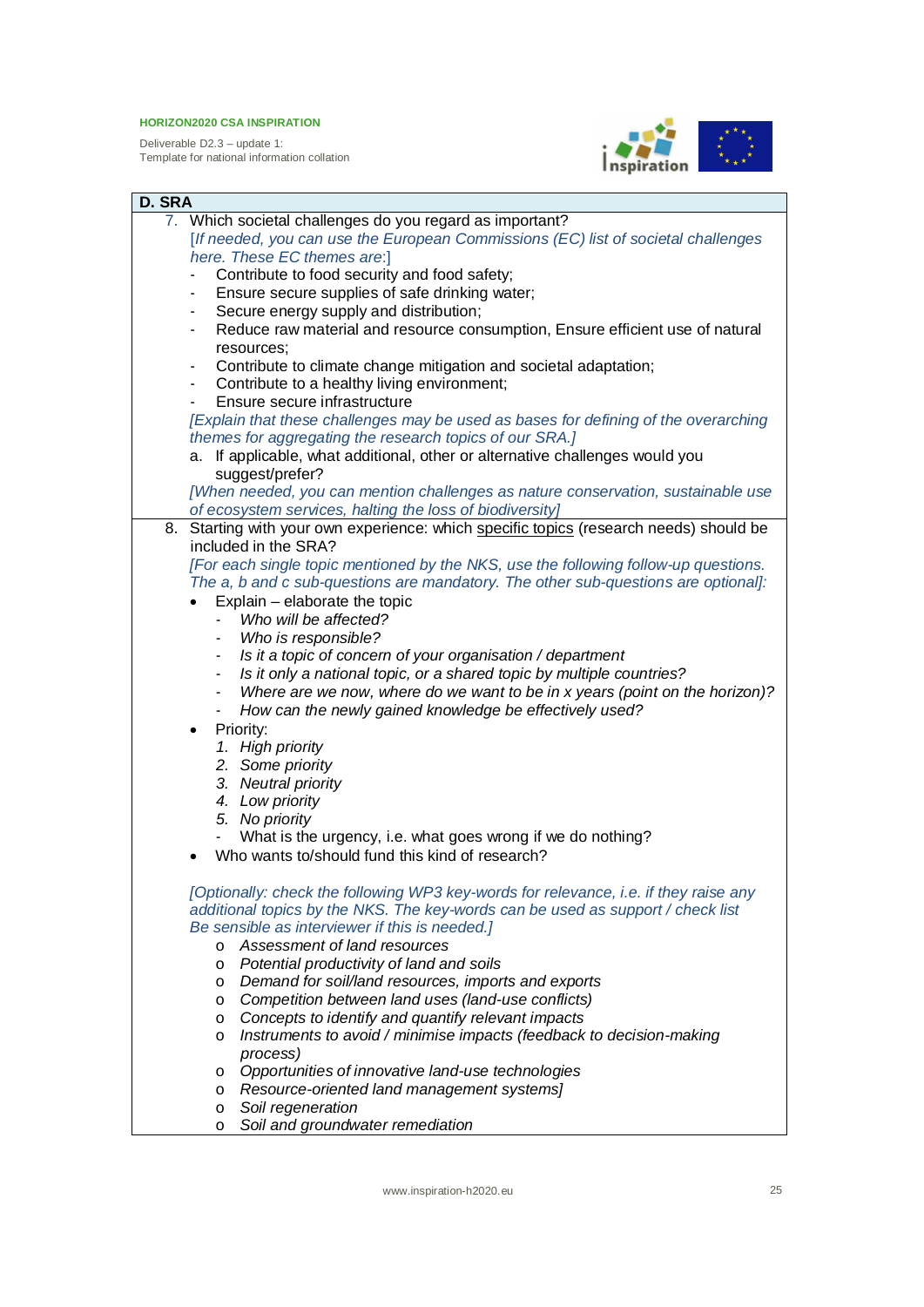## D. SRA

7. Which societal challenges do you regard as important?
   [*If needed, you can use the European Commissions (EC) list of societal challenges here. These EC themes are*:]
   - Contribute to food security and food safety;
   - Ensure secure supplies of safe drinking water;
   - Secure energy supply and distribution;
   - Reduce raw material and resource consumption, Ensure efficient use of natural resources;
   - Contribute to climate change mitigation and societal adaptation;
   - Contribute to a healthy living environment;
   - Ensure secure infrastructure

   *[Explain that these challenges may be used as bases for defining of the overarching themes for aggregating the research topics of our SRA.]*

   a. If applicable, what additional, other or alternative challenges would you suggest/prefer?
   *[When needed, you can mention challenges as nature conservation, sustainable use of ecosystem services, halting the loss of biodiversity]*

8. Starting with your own experience: which <u>specific topics</u> (research needs) should be included in the SRA?
   *[For each single topic mentioned by the NKS, use the following follow-up questions. The a, b and c sub-questions are mandatory. The other sub-questions are optional]:*
   - Explain – elaborate the topic
     - *Who will be affected?*
     - *Who is responsible?*
     - *Is it a topic of concern of your organisation / department*
     - *Is it only a national topic, or a shared topic by multiple countries?*
     - *Where are we now, where do we want to be in x years (point on the horizon)?*
     - *How can the newly gained knowledge be effectively used?*
   - Priority:
     1. *High priority*
     2. *Some priority*
     3. *Neutral priority*
     4. *Low priority*
     5. *No priority*
     - What is the urgency, i.e. what goes wrong if we do nothing?
   - Who wants to/should fund this kind of research?

   *[Optionally: check the following WP3 key-words for relevance, i.e. if they raise any additional topics by the NKS. The key-words can be used as support / check list Be sensible as interviewer if this is needed.]*
   - *Assessment of land resources*
   - *Potential productivity of land and soils*
   - *Demand for soil/land resources, imports and exports*
   - *Competition between land uses (land-use conflicts)*
   - *Concepts to identify and quantify relevant impacts*
   - *Instruments to avoid / minimise impacts (feedback to decision-making process)*
   - *Opportunities of innovative land-use technologies*
   - *Resource-oriented land management systems]*
   - *Soil regeneration*
   - *Soil and groundwater remediation*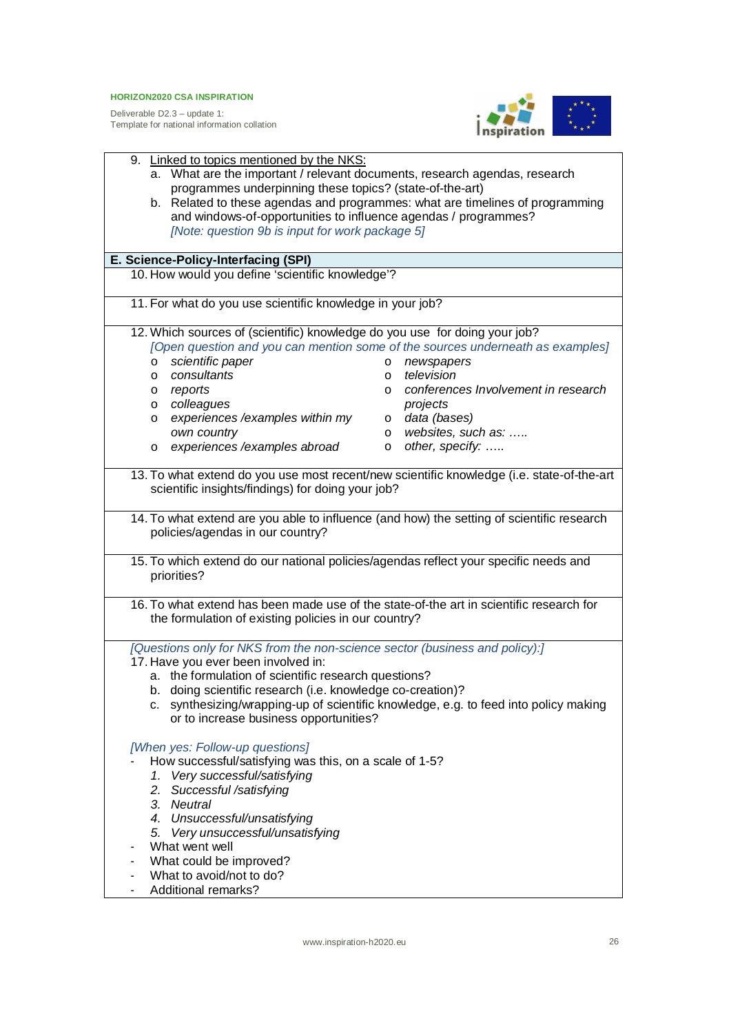9. <u>Linked to topics mentioned by the NKS:</u>
   a. What are the important / relevant documents, research agendas, research programmes underpinning these topics? (state-of-the-art)
   b. Related to these agendas and programmes: what are timelines of programming and windows-of-opportunities to influence agendas / programmes?
   *[Note: question 9b is input for work package 5]*

**E. Science-Policy-Interfacing (SPI)**

10. How would you define ‘scientific knowledge’?

11. For what do you use scientific knowledge in your job?

12. Which sources of (scientific) knowledge do you use for doing your job?
    *[Open question and you can mention some of the sources underneath as examples]*
    - *scientific paper*
    - *consultants*
    - *reports*
    - *colleagues*
    - *experiences /examples within my own country*
    - *experiences /examples abroad*
    - *newspapers*
    - *television*
    - *conferences Involvement in research projects*
    - *data (bases)*
    - *websites, such as: …..*
    - *other, specify: …..*

13. To what extend do you use most recent/new scientific knowledge (i.e. state-of-the-art scientific insights/findings) for doing your job?

14. To what extend are you able to influence (and how) the setting of scientific research policies/agendas in our country?

15. To which extend do our national policies/agendas reflect your specific needs and priorities?

16. To what extend has been made use of the state-of-the art in scientific research for the formulation of existing policies in our country?

*[Questions only for NKS from the non-science sector (business and policy):]*

17. Have you ever been involved in:
    a. the formulation of scientific research questions?
    b. doing scientific research (i.e. knowledge co-creation)?
    c. synthesizing/wrapping-up of scientific knowledge, e.g. to feed into policy making or to increase business opportunities?

*[When yes: Follow-up questions]*

- How successful/satisfying was this, on a scale of 1-5?
  1. *Very successful/satisfying*
  2. *Successful /satisfying*
  3. *Neutral*
  4. *Unsuccessful/unsatisfying*
  5. *Very unsuccessful/unsatisfying*
- What went well
- What could be improved?
- What to avoid/not to do?
- Additional remarks?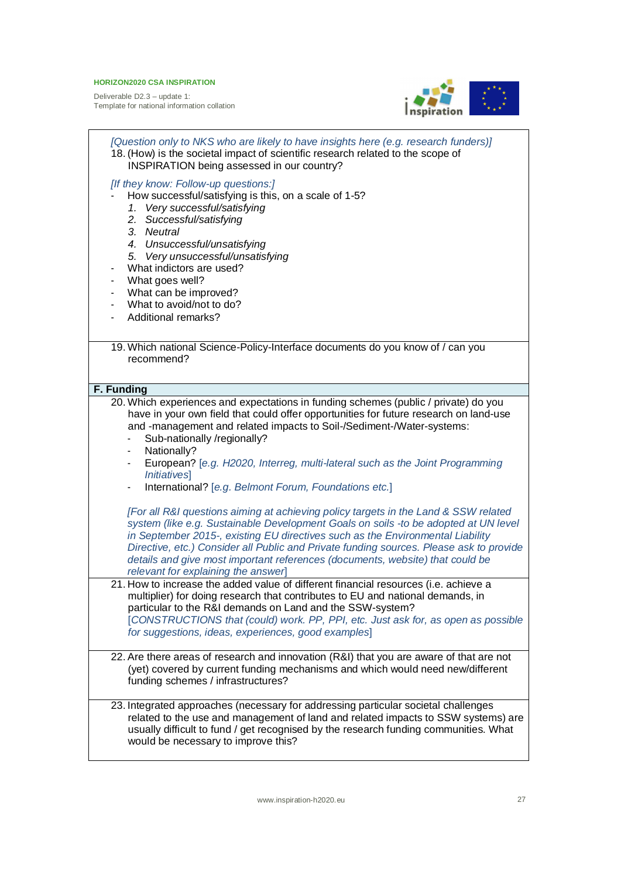*[Question only to NKS who are likely to have insights here (e.g. research funders)]*

18. (How) is the societal impact of scientific research related to the scope of INSPIRATION being assessed in our country?

*[If they know: Follow-up questions:]*

- How successful/satisfying is this, on a scale of 1-5?
  1. *Very successful/satisfying*
  2. *Successful/satisfying*
  3. *Neutral*
  4. *Unsuccessful/unsatisfying*
  5. *Very unsuccessful/unsatisfying*
- What indictors are used?
- What goes well?
- What can be improved?
- What to avoid/not to do?
- Additional remarks?

19. Which national Science-Policy-Interface documents do you know of / can you recommend?

## F. Funding

20. Which experiences and expectations in funding schemes (public / private) do you have in your own field that could offer opportunities for future research on land-use and -management and related impacts to Soil-/Sediment-/Water-systems:
    - Sub-nationally /regionally?
    - Nationally?
    - European? [*e.g. H2020, Interreg, multi-lateral such as the Joint Programming Initiatives*]
    - International? [*e.g. Belmont Forum, Foundations etc.*]

    *[For all R&I questions aiming at achieving policy targets in the Land & SSW related system (like e.g. Sustainable Development Goals on soils -to be adopted at UN level in September 2015-, existing EU directives such as the Environmental Liability Directive, etc.) Consider all Public and Private funding sources. Please ask to provide details and give most important references (documents, website) that could be relevant for explaining the answer]*

21. How to increase the added value of different financial resources (i.e. achieve a multiplier) for doing research that contributes to EU and national demands, in particular to the R&I demands on Land and the SSW-system?
    [*CONSTRUCTIONS that (could) work. PP, PPI, etc. Just ask for, as open as possible for suggestions, ideas, experiences, good examples*]

22. Are there areas of research and innovation (R&I) that you are aware of that are not (yet) covered by current funding mechanisms and which would need new/different funding schemes / infrastructures?

23. Integrated approaches (necessary for addressing particular societal challenges related to the use and management of land and related impacts to SSW systems) are usually difficult to fund / get recognised by the research funding communities. What would be necessary to improve this?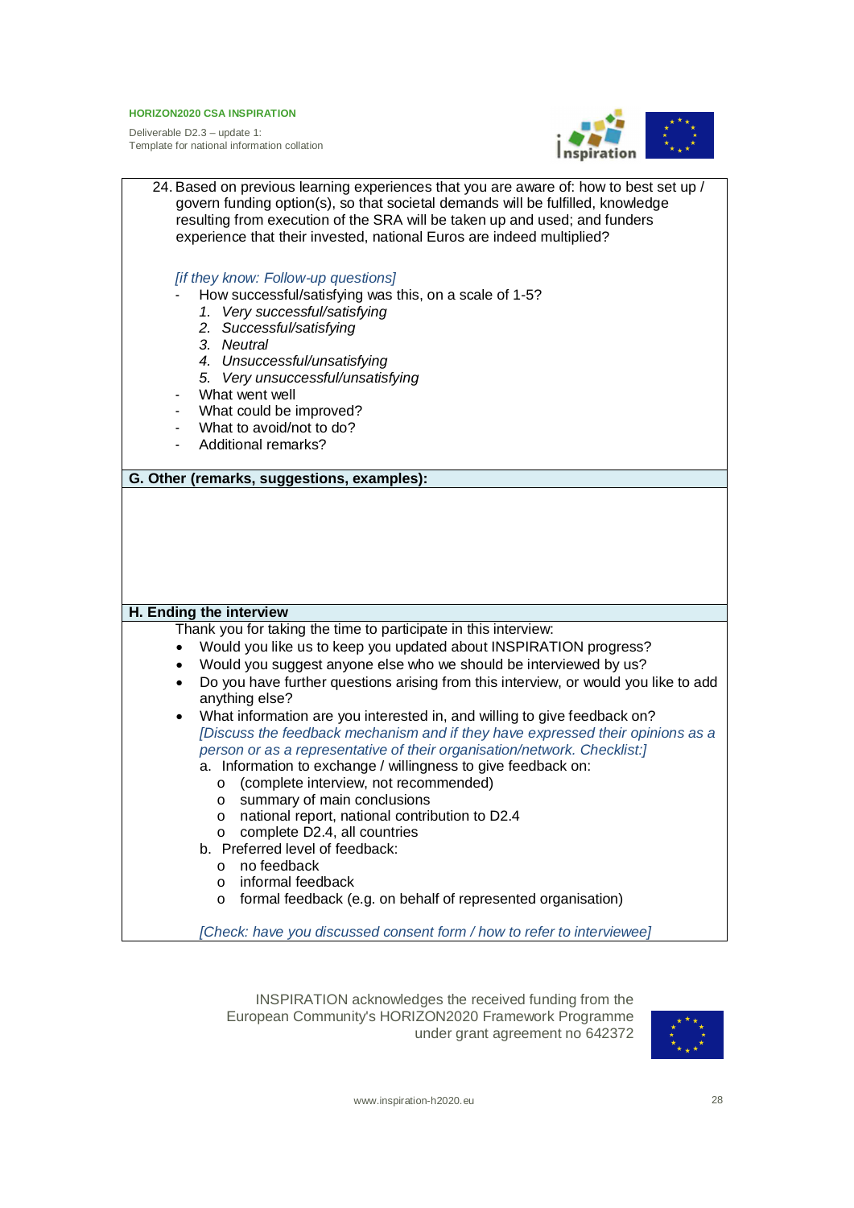24. Based on previous learning experiences that you are aware of: how to best set up / govern funding option(s), so that societal demands will be fulfilled, knowledge resulting from execution of the SRA will be taken up and used; and funders experience that their invested, national Euros are indeed multiplied?

    *[if they know: Follow-up questions]*

    - How successful/satisfying was this, on a scale of 1-5?
        1. *Very successful/satisfying*
        2. *Successful/satisfying*
        3. *Neutral*
        4. *Unsuccessful/unsatisfying*
        5. *Very unsuccessful/unsatisfying*
    - What went well
    - What could be improved?
    - What to avoid/not to do?
    - Additional remarks?

## G. Other (remarks, suggestions, examples):

## H. Ending the interview

Thank you for taking the time to participate in this interview:

- Would you like us to keep you updated about INSPIRATION progress?
- Would you suggest anyone else who we should be interviewed by us?
- Do you have further questions arising from this interview, or would you like to add anything else?
- What information are you interested in, and willing to give feedback on?
  *[Discuss the feedback mechanism and if they have expressed their opinions as a person or as a representative of their organisation/network. Checklist:]*
    a. Information to exchange / willingness to give feedback on:
        - (complete interview, not recommended)
        - summary of main conclusions
        - national report, national contribution to D2.4
        - complete D2.4, all countries
    b. Preferred level of feedback:
        - no feedback
        - informal feedback
        - formal feedback (e.g. on behalf of represented organisation)

  *[Check: have you discussed consent form / how to refer to interviewee]*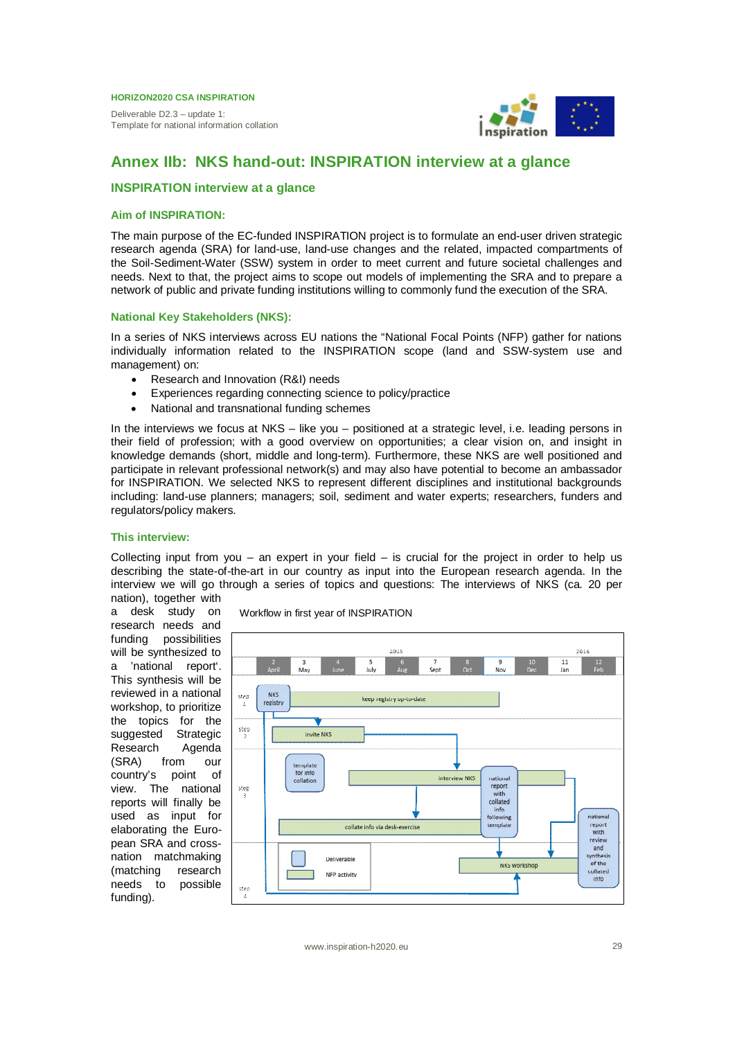# Annex IIb: NKS hand-out: INSPIRATION interview at a glance

## INSPIRATION interview at a glance

### Aim of INSPIRATION:

The main purpose of the EC-funded INSPIRATION project is to formulate an end-user driven strategic research agenda (SRA) for land-use, land-use changes and the related, impacted compartments of the Soil-Sediment-Water (SSW) system in order to meet current and future societal challenges and needs. Next to that, the project aims to scope out models of implementing the SRA and to prepare a network of public and private funding institutions willing to commonly fund the execution of the SRA.

### National Key Stakeholders (NKS):

In a series of NKS interviews across EU nations the "National Focal Points (NFP) gather for nations individually information related to the INSPIRATION scope (land and SSW-system use and management) on:

- Research and Innovation (R&I) needs
- Experiences regarding connecting science to policy/practice
- National and transnational funding schemes

In the interviews we focus at NKS – like you – positioned at a strategic level, i.e. leading persons in their field of profession; with a good overview on opportunities; a clear vision on, and insight in knowledge demands (short, middle and long-term). Furthermore, these NKS are well positioned and participate in relevant professional network(s) and may also have potential to become an ambassador for INSPIRATION. We selected NKS to represent different disciplines and institutional backgrounds including: land-use planners; managers; soil, sediment and water experts; researchers, funders and regulators/policy makers.

### This interview:

Collecting input from you – an expert in your field – is crucial for the project in order to help us describing the state-of-the-art in our country as input into the European research agenda. In the interview we will go through a series of topics and questions: The interviews of NKS (ca. 20 per nation), together with a desk study on research needs and funding possibilities will be synthesized to a 'national report'. This synthesis will be reviewed in a national workshop, to prioritize the topics for the suggested Strategic Research Agenda (SRA) from our country's point of view. The national reports will finally be used as input for elaborating the European SRA and cross-nation matchmaking (matching research needs to possible funding).

Workflow in first year of INSPIRATION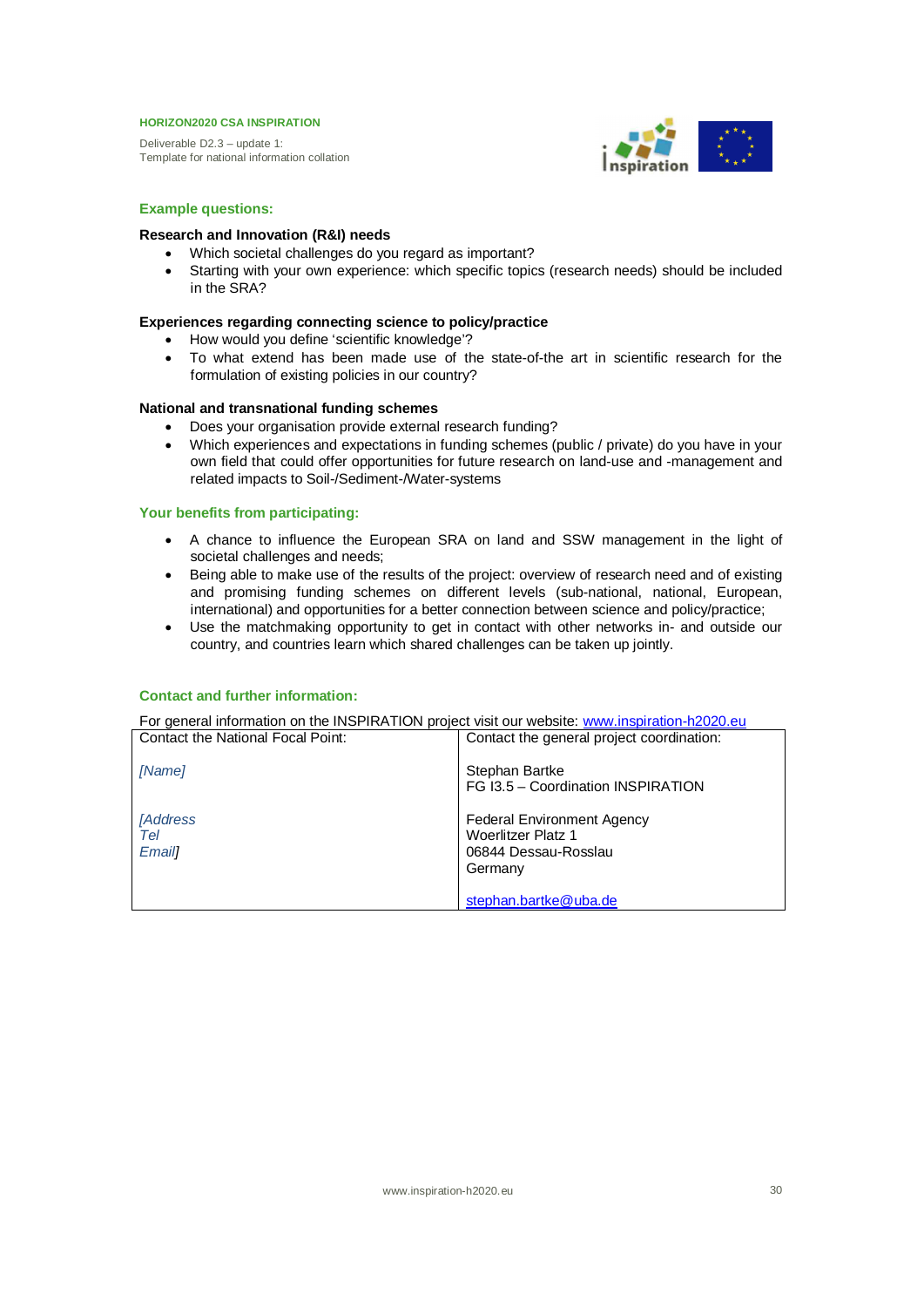## Example questions:

**Research and Innovation (R&I) needs**

- Which societal challenges do you regard as important?
- Starting with your own experience: which specific topics (research needs) should be included in the SRA?

**Experiences regarding connecting science to policy/practice**

- How would you define 'scientific knowledge'?
- To what extend has been made use of the state-of-the art in scientific research for the formulation of existing policies in our country?

**National and transnational funding schemes**

- Does your organisation provide external research funding?
- Which experiences and expectations in funding schemes (public / private) do you have in your own field that could offer opportunities for future research on land-use and -management and related impacts to Soil-/Sediment-/Water-systems

## Your benefits from participating:

- A chance to influence the European SRA on land and SSW management in the light of societal challenges and needs;
- Being able to make use of the results of the project: overview of research need and of existing and promising funding schemes on different levels (sub-national, national, European, international) and opportunities for a better connection between science and policy/practice;
- Use the matchmaking opportunity to get in contact with other networks in- and outside our country, and countries learn which shared challenges can be taken up jointly.

## Contact and further information:

For general information on the INSPIRATION project visit our website: www.inspiration-h2020.eu

| Contact the National Focal Point: | Contact the general project coordination: |
|---|---|
| *[Name]*<br><br>*[Address<br>Tel<br>Email]* | Stephan Bartke<br>FG I3.5 – Coordination INSPIRATION<br><br>Federal Environment Agency<br>Woerlitzer Platz 1<br>06844 Dessau-Rosslau<br>Germany<br><br>stephan.bartke@uba.de |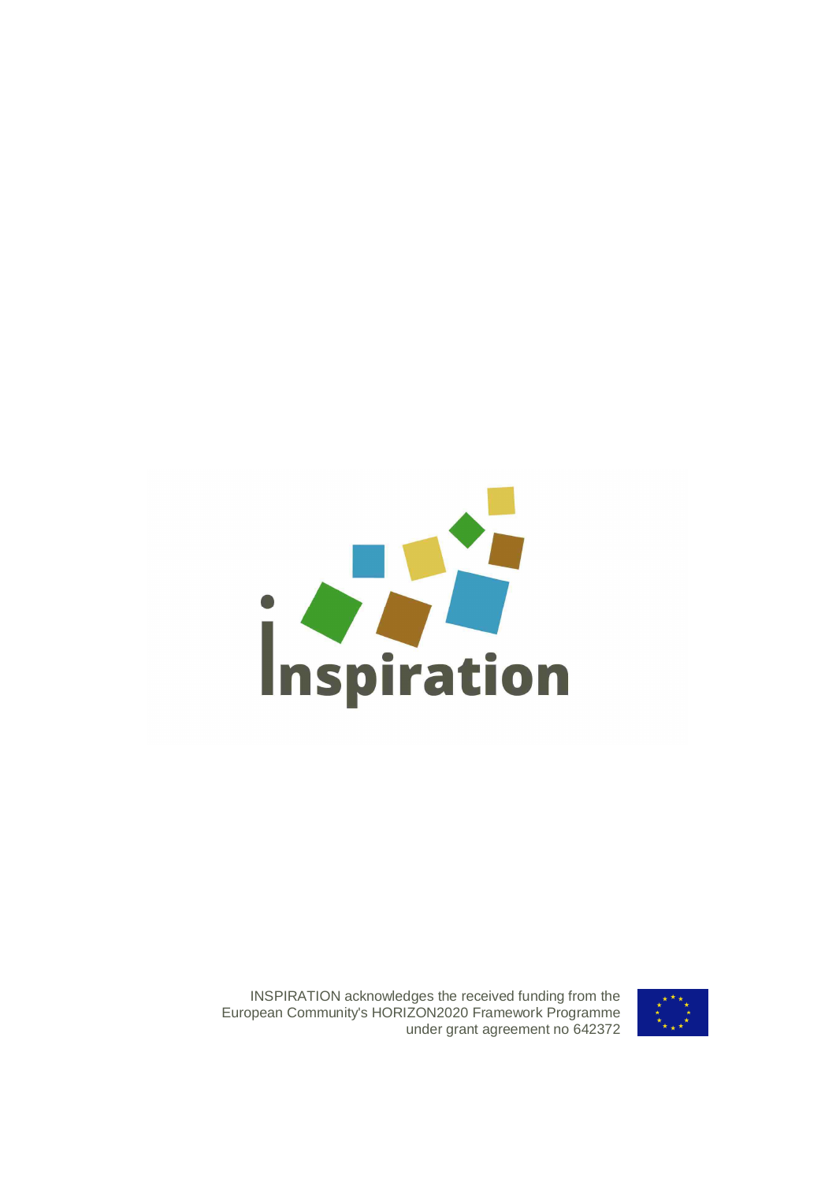Inspiration

INSPIRATION acknowledges the received funding from the European Community's HORIZON2020 Framework Programme under grant agreement no 642372